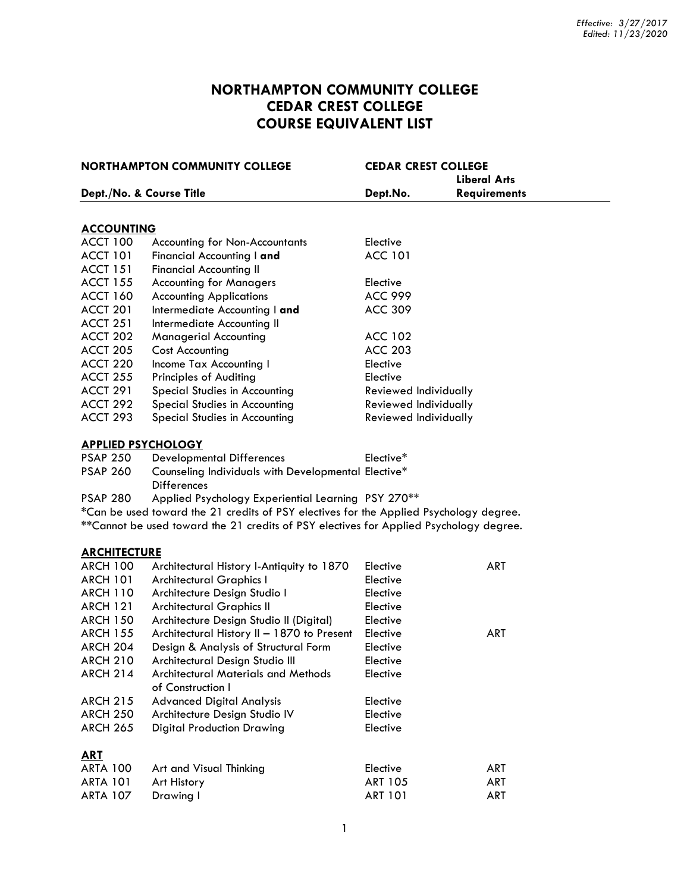*Effective: 3/27/2017*
*Edited: 11/23/2020*

# NORTHAMPTON COMMUNITY COLLEGE
# CEDAR CREST COLLEGE
# COURSE EQUIVALENT LIST

| NORTHAMPTON COMMUNITY COLLEGE | | CEDAR CREST COLLEGE | |
|---|---|---|---|
| **Dept./No. & Course Title** | | **Dept.No.** | **Liberal Arts Requirements** |
| **ACCOUNTING** | | | |
| ACCT 100 | Accounting for Non-Accountants | Elective | |
| ACCT 101 | Financial Accounting I **and** | ACC 101 | |
| ACCT 151 | Financial Accounting II | | |
| ACCT 155 | Accounting for Managers | Elective | |
| ACCT 160 | Accounting Applications | ACC 999 | |
| ACCT 201 | Intermediate Accounting I **and** | ACC 309 | |
| ACCT 251 | Intermediate Accounting II | | |
| ACCT 202 | Managerial Accounting | ACC 102 | |
| ACCT 205 | Cost Accounting | ACC 203 | |
| ACCT 220 | Income Tax Accounting I | Elective | |
| ACCT 255 | Principles of Auditing | Elective | |
| ACCT 291 | Special Studies in Accounting | Reviewed Individually | |
| ACCT 292 | Special Studies in Accounting | Reviewed Individually | |
| ACCT 293 | Special Studies in Accounting | Reviewed Individually | |
| **APPLIED PSYCHOLOGY** | | | |
| PSAP 250 | Developmental Differences | Elective* | |
| PSAP 260 | Counseling Individuals with Developmental Differences | Elective* | |
| PSAP 280 | Applied Psychology Experiential Learning | PSY 270** | |

*Can be used toward the 21 credits of PSY electives for the Applied Psychology degree.
**Cannot be used toward the 21 credits of PSY electives for Applied Psychology degree.

| | | | |
|---|---|---|---|
| **ARCHITECTURE** | | | |
| ARCH 100 | Architectural History I-Antiquity to 1870 | Elective | ART |
| ARCH 101 | Architectural Graphics I | Elective | |
| ARCH 110 | Architecture Design Studio I | Elective | |
| ARCH 121 | Architectural Graphics II | Elective | |
| ARCH 150 | Architecture Design Studio II (Digital) | Elective | |
| ARCH 155 | Architectural History II – 1870 to Present | Elective | ART |
| ARCH 204 | Design & Analysis of Structural Form | Elective | |
| ARCH 210 | Architectural Design Studio III | Elective | |
| ARCH 214 | Architectural Materials and Methods of Construction I | Elective | |
| ARCH 215 | Advanced Digital Analysis | Elective | |
| ARCH 250 | Architecture Design Studio IV | Elective | |
| ARCH 265 | Digital Production Drawing | Elective | |
| **ART** | | | |
| ARTA 100 | Art and Visual Thinking | Elective | ART |
| ARTA 101 | Art History | ART 105 | ART |
| ARTA 107 | Drawing I | ART 101 | ART |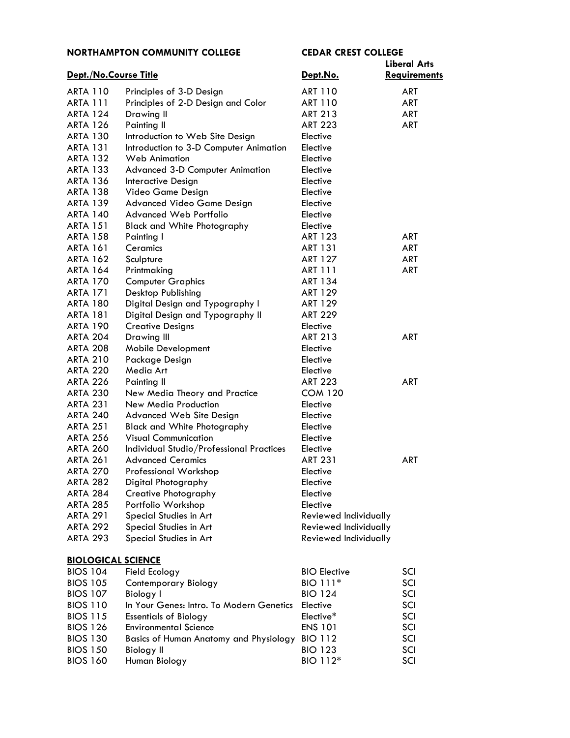| NORTHAMPTON COMMUNITY COLLEGE | | CEDAR CREST COLLEGE | |
|---|---|---|---|
| **Dept./No.** | **Course Title** | **Dept.No.** | **Liberal Arts Requirements** |
| ARTA 110 | Principles of 3-D Design | ART 110 | ART |
| ARTA 111 | Principles of 2-D Design and Color | ART 110 | ART |
| ARTA 124 | Drawing II | ART 213 | ART |
| ARTA 126 | Painting II | ART 223 | ART |
| ARTA 130 | Introduction to Web Site Design | Elective | |
| ARTA 131 | Introduction to 3-D Computer Animation | Elective | |
| ARTA 132 | Web Animation | Elective | |
| ARTA 133 | Advanced 3-D Computer Animation | Elective | |
| ARTA 136 | Interactive Design | Elective | |
| ARTA 138 | Video Game Design | Elective | |
| ARTA 139 | Advanced Video Game Design | Elective | |
| ARTA 140 | Advanced Web Portfolio | Elective | |
| ARTA 151 | Black and White Photography | Elective | |
| ARTA 158 | Painting I | ART 123 | ART |
| ARTA 161 | Ceramics | ART 131 | ART |
| ARTA 162 | Sculpture | ART 127 | ART |
| ARTA 164 | Printmaking | ART 111 | ART |
| ARTA 170 | Computer Graphics | ART 134 | |
| ARTA 171 | Desktop Publishing | ART 129 | |
| ARTA 180 | Digital Design and Typography I | ART 129 | |
| ARTA 181 | Digital Design and Typography II | ART 229 | |
| ARTA 190 | Creative Designs | Elective | |
| ARTA 204 | Drawing III | ART 213 | ART |
| ARTA 208 | Mobile Development | Elective | |
| ARTA 210 | Package Design | Elective | |
| ARTA 220 | Media Art | Elective | |
| ARTA 226 | Painting II | ART 223 | ART |
| ARTA 230 | New Media Theory and Practice | COM 120 | |
| ARTA 231 | New Media Production | Elective | |
| ARTA 240 | Advanced Web Site Design | Elective | |
| ARTA 251 | Black and White Photography | Elective | |
| ARTA 256 | Visual Communication | Elective | |
| ARTA 260 | Individual Studio/Professional Practices | Elective | |
| ARTA 261 | Advanced Ceramics | ART 231 | ART |
| ARTA 270 | Professional Workshop | Elective | |
| ARTA 282 | Digital Photography | Elective | |
| ARTA 284 | Creative Photography | Elective | |
| ARTA 285 | Portfolio Workshop | Elective | |
| ARTA 291 | Special Studies in Art | Reviewed Individually | |
| ARTA 292 | Special Studies in Art | Reviewed Individually | |
| ARTA 293 | Special Studies in Art | Reviewed Individually | |

**BIOLOGICAL SCIENCE**

| Dept./No. | Course Title | Dept.No. | Liberal Arts Requirements |
|---|---|---|---|
| BIOS 104 | Field Ecology | BIO Elective | SCI |
| BIOS 105 | Contemporary Biology | BIO 111* | SCI |
| BIOS 107 | Biology I | BIO 124 | SCI |
| BIOS 110 | In Your Genes: Intro. To Modern Genetics | Elective | SCI |
| BIOS 115 | Essentials of Biology | Elective* | SCI |
| BIOS 126 | Environmental Science | ENS 101 | SCI |
| BIOS 130 | Basics of Human Anatomy and Physiology | BIO 112 | SCI |
| BIOS 150 | Biology II | BIO 123 | SCI |
| BIOS 160 | Human Biology | BIO 112* | SCI |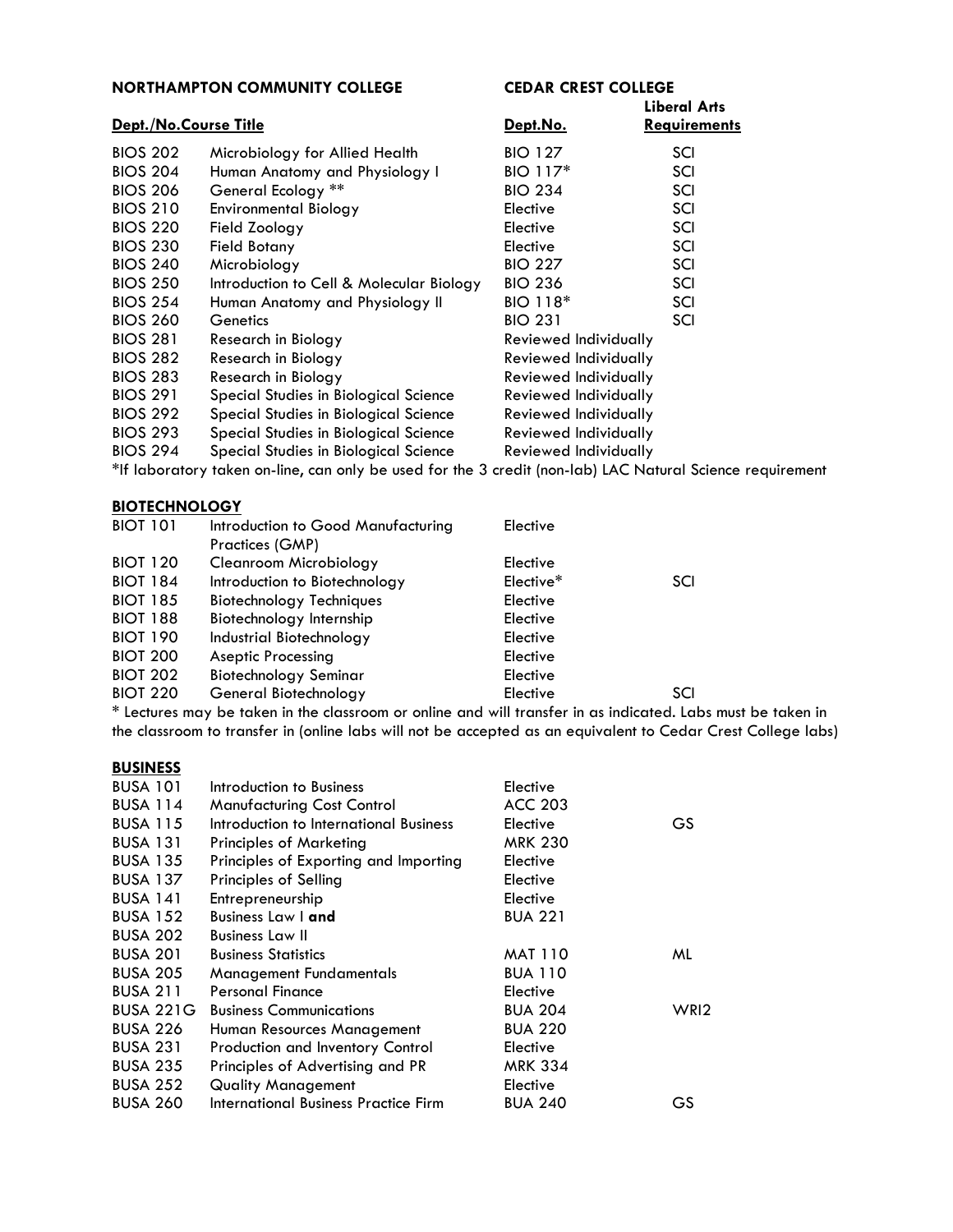| NORTHAMPTON COMMUNITY COLLEGE | | CEDAR CREST COLLEGE | |
|---|---|---|---|
| **Dept./No.** | **Course Title** | **Dept.No.** | **Liberal Arts Requirements** |
| BIOS 202 | Microbiology for Allied Health | BIO 127 | SCI |
| BIOS 204 | Human Anatomy and Physiology I | BIO 117* | SCI |
| BIOS 206 | General Ecology ** | BIO 234 | SCI |
| BIOS 210 | Environmental Biology | Elective | SCI |
| BIOS 220 | Field Zoology | Elective | SCI |
| BIOS 230 | Field Botany | Elective | SCI |
| BIOS 240 | Microbiology | BIO 227 | SCI |
| BIOS 250 | Introduction to Cell & Molecular Biology | BIO 236 | SCI |
| BIOS 254 | Human Anatomy and Physiology II | BIO 118* | SCI |
| BIOS 260 | Genetics | BIO 231 | SCI |
| BIOS 281 | Research in Biology | Reviewed Individually | |
| BIOS 282 | Research in Biology | Reviewed Individually | |
| BIOS 283 | Research in Biology | Reviewed Individually | |
| BIOS 291 | Special Studies in Biological Science | Reviewed Individually | |
| BIOS 292 | Special Studies in Biological Science | Reviewed Individually | |
| BIOS 293 | Special Studies in Biological Science | Reviewed Individually | |
| BIOS 294 | Special Studies in Biological Science | Reviewed Individually | |

*If laboratory taken on-line, can only be used for the 3 credit (non-lab) LAC Natural Science requirement

## BIOTECHNOLOGY

| Dept./No. | Course Title | Dept.No. | Liberal Arts Requirements |
|---|---|---|---|
| BIOT 101 | Introduction to Good Manufacturing Practices (GMP) | Elective | |
| BIOT 120 | Cleanroom Microbiology | Elective | |
| BIOT 184 | Introduction to Biotechnology | Elective* | SCI |
| BIOT 185 | Biotechnology Techniques | Elective | |
| BIOT 188 | Biotechnology Internship | Elective | |
| BIOT 190 | Industrial Biotechnology | Elective | |
| BIOT 200 | Aseptic Processing | Elective | |
| BIOT 202 | Biotechnology Seminar | Elective | |
| BIOT 220 | General Biotechnology | Elective | SCI |

* Lectures may be taken in the classroom or online and will transfer in as indicated. Labs must be taken in the classroom to transfer in (online labs will not be accepted as an equivalent to Cedar Crest College labs)

## BUSINESS

| Dept./No. | Course Title | Dept.No. | Liberal Arts Requirements |
|---|---|---|---|
| BUSA 101 | Introduction to Business | Elective | |
| BUSA 114 | Manufacturing Cost Control | ACC 203 | |
| BUSA 115 | Introduction to International Business | Elective | GS |
| BUSA 131 | Principles of Marketing | MRK 230 | |
| BUSA 135 | Principles of Exporting and Importing | Elective | |
| BUSA 137 | Principles of Selling | Elective | |
| BUSA 141 | Entrepreneurship | Elective | |
| BUSA 152 | Business Law I **and** | BUA 221 | |
| BUSA 202 | Business Law II | | |
| BUSA 201 | Business Statistics | MAT 110 | ML |
| BUSA 205 | Management Fundamentals | BUA 110 | |
| BUSA 211 | Personal Finance | Elective | |
| BUSA 221G | Business Communications | BUA 204 | WRI2 |
| BUSA 226 | Human Resources Management | BUA 220 | |
| BUSA 231 | Production and Inventory Control | Elective | |
| BUSA 235 | Principles of Advertising and PR | MRK 334 | |
| BUSA 252 | Quality Management | Elective | |
| BUSA 260 | International Business Practice Firm | BUA 240 | GS |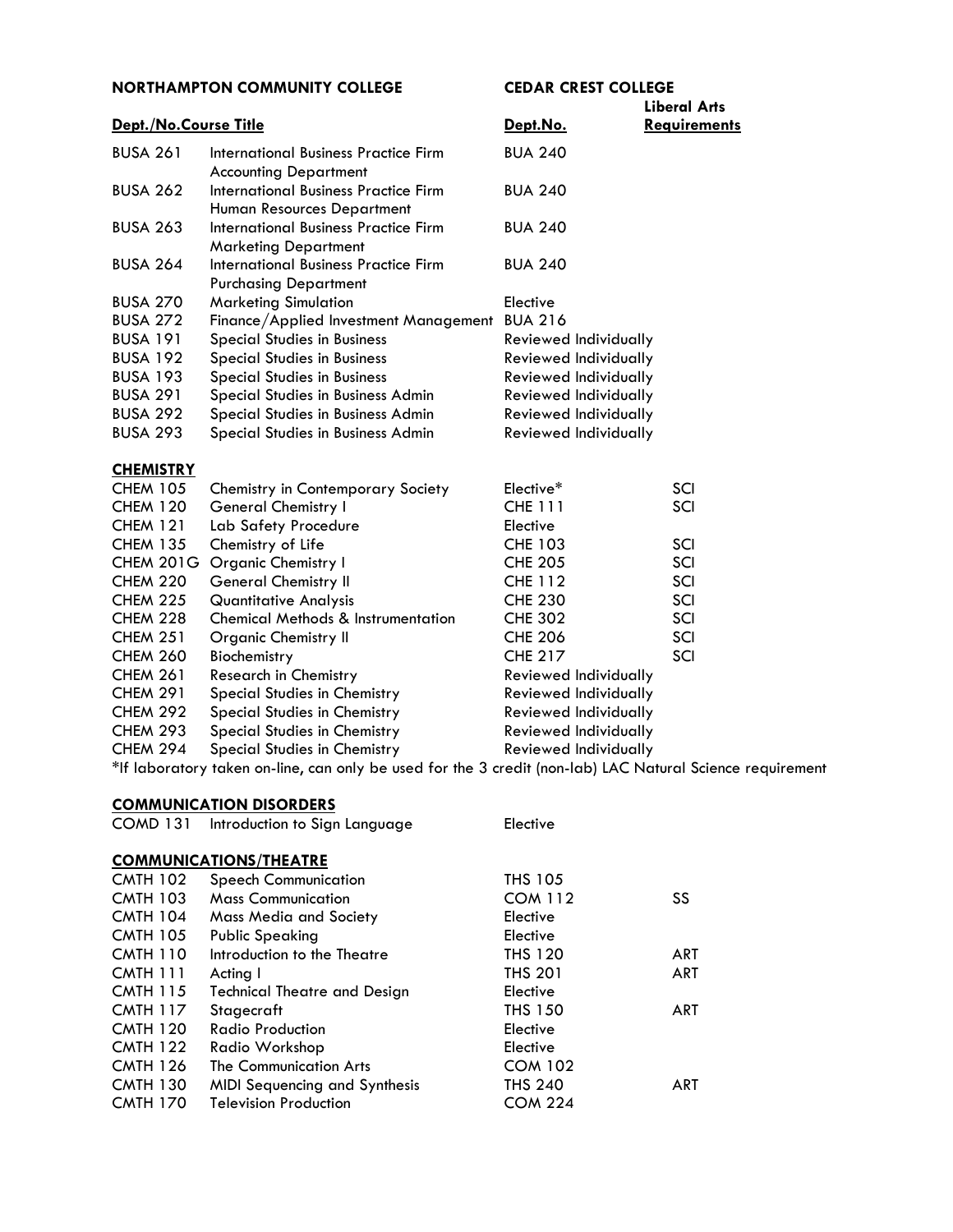| NORTHAMPTON COMMUNITY COLLEGE | | CEDAR CREST COLLEGE | |
|---|---|---|---|
| **Dept./No.** | **Course Title** | **Dept.No.** | **Liberal Arts Requirements** |
| BUSA 261 | International Business Practice Firm Accounting Department | BUA 240 | |
| BUSA 262 | International Business Practice Firm Human Resources Department | BUA 240 | |
| BUSA 263 | International Business Practice Firm Marketing Department | BUA 240 | |
| BUSA 264 | International Business Practice Firm Purchasing Department | BUA 240 | |
| BUSA 270 | Marketing Simulation | Elective | |
| BUSA 272 | Finance/Applied Investment Management | BUA 216 | |
| BUSA 191 | Special Studies in Business | Reviewed Individually | |
| BUSA 192 | Special Studies in Business | Reviewed Individually | |
| BUSA 193 | Special Studies in Business | Reviewed Individually | |
| BUSA 291 | Special Studies in Business Admin | Reviewed Individually | |
| BUSA 292 | Special Studies in Business Admin | Reviewed Individually | |
| BUSA 293 | Special Studies in Business Admin | Reviewed Individually | |

**CHEMISTRY**

| Dept./No. | Course Title | Dept.No. | Liberal Arts Requirements |
|---|---|---|---|
| CHEM 105 | Chemistry in Contemporary Society | Elective* | SCI |
| CHEM 120 | General Chemistry I | CHE 111 | SCI |
| CHEM 121 | Lab Safety Procedure | Elective | |
| CHEM 135 | Chemistry of Life | CHE 103 | SCI |
| CHEM 201G | Organic Chemistry I | CHE 205 | SCI |
| CHEM 220 | General Chemistry II | CHE 112 | SCI |
| CHEM 225 | Quantitative Analysis | CHE 230 | SCI |
| CHEM 228 | Chemical Methods & Instrumentation | CHE 302 | SCI |
| CHEM 251 | Organic Chemistry II | CHE 206 | SCI |
| CHEM 260 | Biochemistry | CHE 217 | SCI |
| CHEM 261 | Research in Chemistry | Reviewed Individually | |
| CHEM 291 | Special Studies in Chemistry | Reviewed Individually | |
| CHEM 292 | Special Studies in Chemistry | Reviewed Individually | |
| CHEM 293 | Special Studies in Chemistry | Reviewed Individually | |
| CHEM 294 | Special Studies in Chemistry | Reviewed Individually | |

*If laboratory taken on-line, can only be used for the 3 credit (non-lab) LAC Natural Science requirement

**COMMUNICATION DISORDERS**

| Dept./No. | Course Title | Dept.No. | Liberal Arts Requirements |
|---|---|---|---|
| COMD 131 | Introduction to Sign Language | Elective | |

**COMMUNICATIONS/THEATRE**

| Dept./No. | Course Title | Dept.No. | Liberal Arts Requirements |
|---|---|---|---|
| CMTH 102 | Speech Communication | THS 105 | |
| CMTH 103 | Mass Communication | COM 112 | SS |
| CMTH 104 | Mass Media and Society | Elective | |
| CMTH 105 | Public Speaking | Elective | |
| CMTH 110 | Introduction to the Theatre | THS 120 | ART |
| CMTH 111 | Acting I | THS 201 | ART |
| CMTH 115 | Technical Theatre and Design | Elective | |
| CMTH 117 | Stagecraft | THS 150 | ART |
| CMTH 120 | Radio Production | Elective | |
| CMTH 122 | Radio Workshop | Elective | |
| CMTH 126 | The Communication Arts | COM 102 | |
| CMTH 130 | MIDI Sequencing and Synthesis | THS 240 | ART |
| CMTH 170 | Television Production | COM 224 | |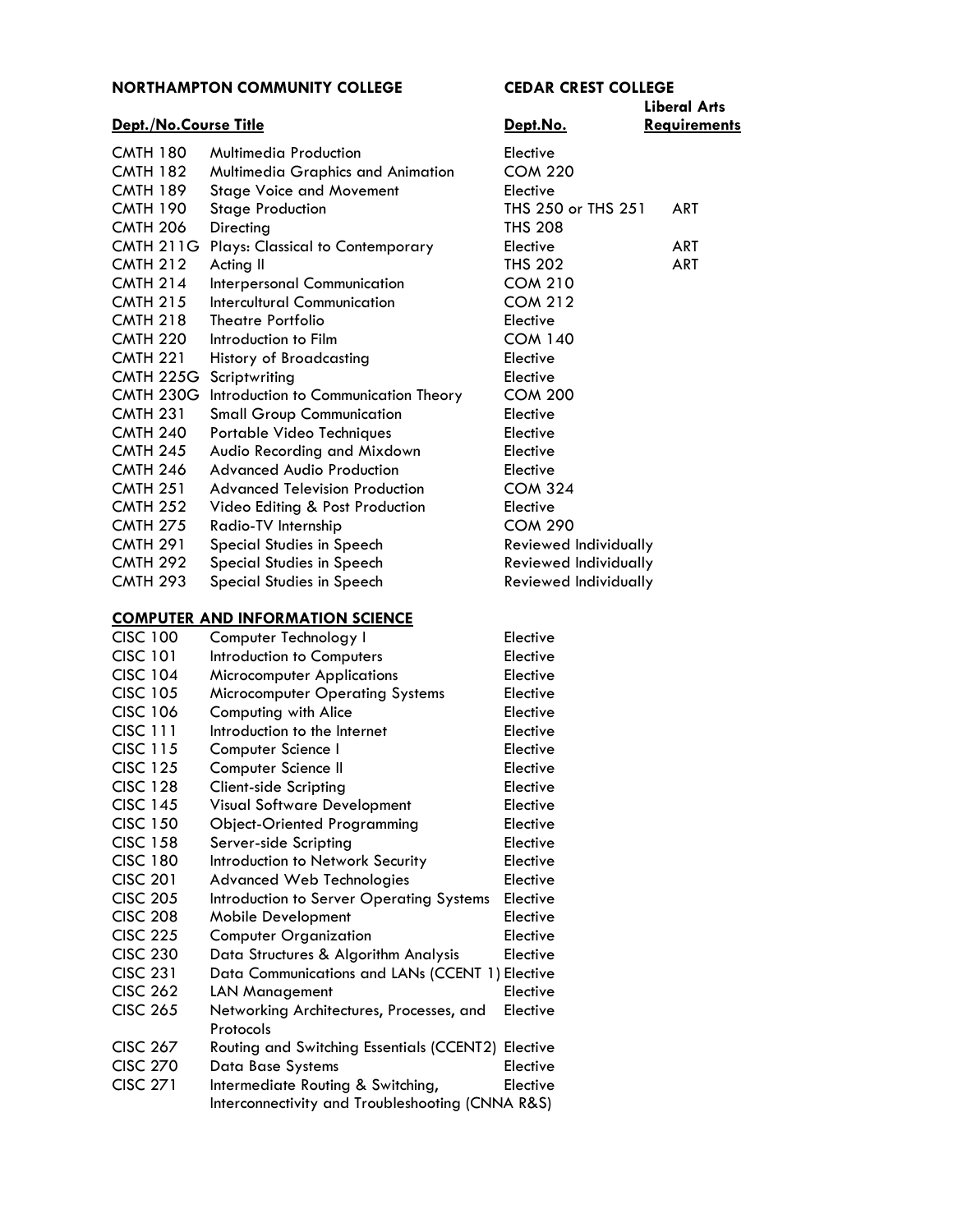| NORTHAMPTON COMMUNITY COLLEGE | | CEDAR CREST COLLEGE | |
|---|---|---|---|
| **Dept./No.** | **Course Title** | **Dept.No.** | **Liberal Arts Requirements** |
| CMTH 180 | Multimedia Production | Elective | |
| CMTH 182 | Multimedia Graphics and Animation | COM 220 | |
| CMTH 189 | Stage Voice and Movement | Elective | |
| CMTH 190 | Stage Production | THS 250 or THS 251 | ART |
| CMTH 206 | Directing | THS 208 | |
| CMTH 211G | Plays: Classical to Contemporary | Elective | ART |
| CMTH 212 | Acting II | THS 202 | ART |
| CMTH 214 | Interpersonal Communication | COM 210 | |
| CMTH 215 | Intercultural Communication | COM 212 | |
| CMTH 218 | Theatre Portfolio | Elective | |
| CMTH 220 | Introduction to Film | COM 140 | |
| CMTH 221 | History of Broadcasting | Elective | |
| CMTH 225G | Scriptwriting | Elective | |
| CMTH 230G | Introduction to Communication Theory | COM 200 | |
| CMTH 231 | Small Group Communication | Elective | |
| CMTH 240 | Portable Video Techniques | Elective | |
| CMTH 245 | Audio Recording and Mixdown | Elective | |
| CMTH 246 | Advanced Audio Production | Elective | |
| CMTH 251 | Advanced Television Production | COM 324 | |
| CMTH 252 | Video Editing & Post Production | Elective | |
| CMTH 275 | Radio-TV Internship | COM 290 | |
| CMTH 291 | Special Studies in Speech | Reviewed Individually | |
| CMTH 292 | Special Studies in Speech | Reviewed Individually | |
| CMTH 293 | Special Studies in Speech | Reviewed Individually | |

**COMPUTER AND INFORMATION SCIENCE**

| Dept./No. | Course Title | Dept.No. | Liberal Arts Requirements |
|---|---|---|---|
| CISC 100 | Computer Technology I | Elective | |
| CISC 101 | Introduction to Computers | Elective | |
| CISC 104 | Microcomputer Applications | Elective | |
| CISC 105 | Microcomputer Operating Systems | Elective | |
| CISC 106 | Computing with Alice | Elective | |
| CISC 111 | Introduction to the Internet | Elective | |
| CISC 115 | Computer Science I | Elective | |
| CISC 125 | Computer Science II | Elective | |
| CISC 128 | Client-side Scripting | Elective | |
| CISC 145 | Visual Software Development | Elective | |
| CISC 150 | Object-Oriented Programming | Elective | |
| CISC 158 | Server-side Scripting | Elective | |
| CISC 180 | Introduction to Network Security | Elective | |
| CISC 201 | Advanced Web Technologies | Elective | |
| CISC 205 | Introduction to Server Operating Systems | Elective | |
| CISC 208 | Mobile Development | Elective | |
| CISC 225 | Computer Organization | Elective | |
| CISC 230 | Data Structures & Algorithm Analysis | Elective | |
| CISC 231 | Data Communications and LANs (CCENT 1) | Elective | |
| CISC 262 | LAN Management | Elective | |
| CISC 265 | Networking Architectures, Processes, and Protocols | Elective | |
| CISC 267 | Routing and Switching Essentials (CCENT2) | Elective | |
| CISC 270 | Data Base Systems | Elective | |
| CISC 271 | Intermediate Routing & Switching, Interconnectivity and Troubleshooting (CNNA R&S) | Elective | |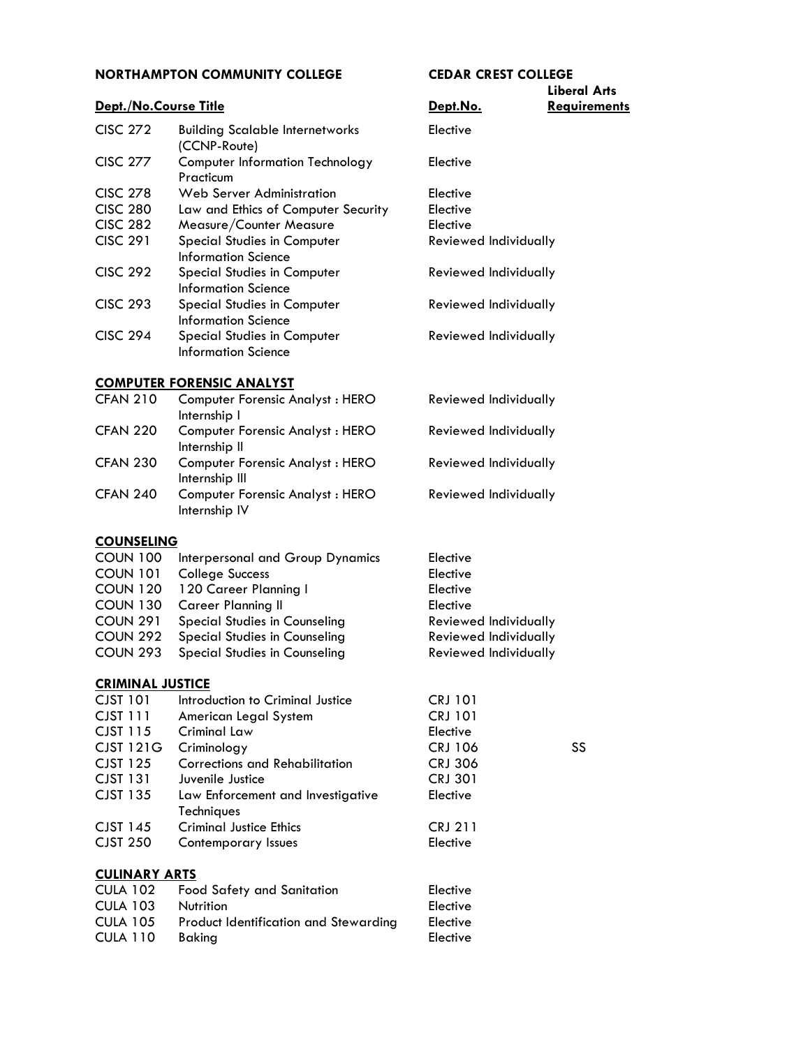| NORTHAMPTON COMMUNITY COLLEGE | | CEDAR CREST COLLEGE | |
|---|---|---|---|
| **Dept./No.** | **Course Title** | **Dept.No.** | **Liberal Arts Requirements** |
| CISC 272 | Building Scalable Internetworks (CCNP-Route) | Elective | |
| CISC 277 | Computer Information Technology Practicum | Elective | |
| CISC 278 | Web Server Administration | Elective | |
| CISC 280 | Law and Ethics of Computer Security | Elective | |
| CISC 282 | Measure/Counter Measure | Elective | |
| CISC 291 | Special Studies in Computer Information Science | Reviewed Individually | |
| CISC 292 | Special Studies in Computer Information Science | Reviewed Individually | |
| CISC 293 | Special Studies in Computer Information Science | Reviewed Individually | |
| CISC 294 | Special Studies in Computer Information Science | Reviewed Individually | |
| **COMPUTER FORENSIC ANALYST** | | | |
| CFAN 210 | Computer Forensic Analyst : HERO Internship I | Reviewed Individually | |
| CFAN 220 | Computer Forensic Analyst : HERO Internship II | Reviewed Individually | |
| CFAN 230 | Computer Forensic Analyst : HERO Internship III | Reviewed Individually | |
| CFAN 240 | Computer Forensic Analyst : HERO Internship IV | Reviewed Individually | |
| **COUNSELING** | | | |
| COUN 100 | Interpersonal and Group Dynamics | Elective | |
| COUN 101 | College Success | Elective | |
| COUN 120 | 120 Career Planning I | Elective | |
| COUN 130 | Career Planning II | Elective | |
| COUN 291 | Special Studies in Counseling | Reviewed Individually | |
| COUN 292 | Special Studies in Counseling | Reviewed Individually | |
| COUN 293 | Special Studies in Counseling | Reviewed Individually | |
| **CRIMINAL JUSTICE** | | | |
| CJST 101 | Introduction to Criminal Justice | CRJ 101 | |
| CJST 111 | American Legal System | CRJ 101 | |
| CJST 115 | Criminal Law | Elective | |
| CJST 121G | Criminology | CRJ 106 | SS |
| CJST 125 | Corrections and Rehabilitation | CRJ 306 | |
| CJST 131 | Juvenile Justice | CRJ 301 | |
| CJST 135 | Law Enforcement and Investigative Techniques | Elective | |
| CJST 145 | Criminal Justice Ethics | CRJ 211 | |
| CJST 250 | Contemporary Issues | Elective | |
| **CULINARY ARTS** | | | |
| CULA 102 | Food Safety and Sanitation | Elective | |
| CULA 103 | Nutrition | Elective | |
| CULA 105 | Product Identification and Stewarding | Elective | |
| CULA 110 | Baking | Elective | |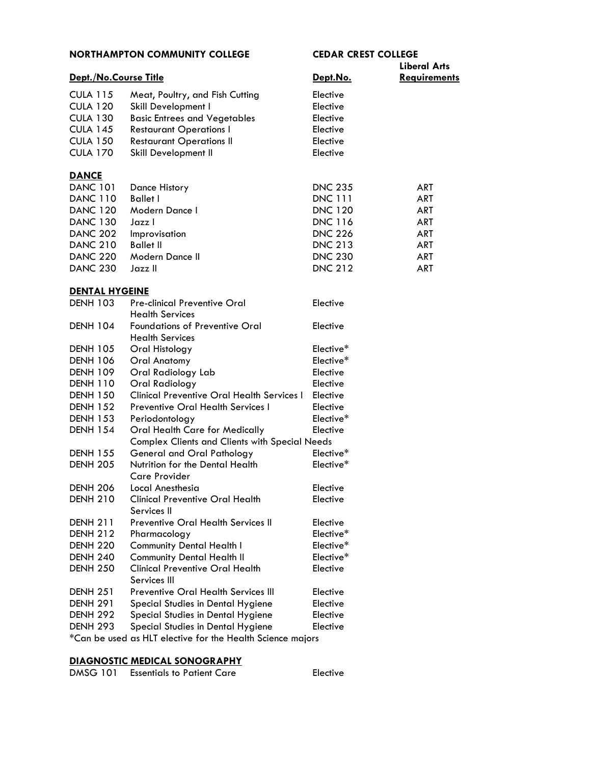| NORTHAMPTON COMMUNITY COLLEGE | | CEDAR CREST COLLEGE | |
|---|---|---|---|
| **Dept./No.** | **Course Title** | **Dept.No.** | **Liberal Arts Requirements** |
| CULA 115 | Meat, Poultry, and Fish Cutting | Elective | |
| CULA 120 | Skill Development I | Elective | |
| CULA 130 | Basic Entrees and Vegetables | Elective | |
| CULA 145 | Restaurant Operations I | Elective | |
| CULA 150 | Restaurant Operations II | Elective | |
| CULA 170 | Skill Development II | Elective | |
| **DANCE** | | | |
| DANC 101 | Dance History | DNC 235 | ART |
| DANC 110 | Ballet I | DNC 111 | ART |
| DANC 120 | Modern Dance I | DNC 120 | ART |
| DANC 130 | Jazz I | DNC 116 | ART |
| DANC 202 | Improvisation | DNC 226 | ART |
| DANC 210 | Ballet II | DNC 213 | ART |
| DANC 220 | Modern Dance II | DNC 230 | ART |
| DANC 230 | Jazz II | DNC 212 | ART |
| **DENTAL HYGIENE** | | | |
| DENH 103 | Pre-clinical Preventive Oral Health Services | Elective | |
| DENH 104 | Foundations of Preventive Oral Health Services | Elective | |
| DENH 105 | Oral Histology | Elective* | |
| DENH 106 | Oral Anatomy | Elective* | |
| DENH 109 | Oral Radiology Lab | Elective | |
| DENH 110 | Oral Radiology | Elective | |
| DENH 150 | Clinical Preventive Oral Health Services I | Elective | |
| DENH 152 | Preventive Oral Health Services I | Elective | |
| DENH 153 | Periodontology | Elective* | |
| DENH 154 | Oral Health Care for Medically Complex Clients and Clients with Special Needs | Elective | |
| DENH 155 | General and Oral Pathology | Elective* | |
| DENH 205 | Nutrition for the Dental Health Care Provider | Elective* | |
| DENH 206 | Local Anesthesia | Elective | |
| DENH 210 | Clinical Preventive Oral Health Services II | Elective | |
| DENH 211 | Preventive Oral Health Services II | Elective | |
| DENH 212 | Pharmacology | Elective* | |
| DENH 220 | Community Dental Health I | Elective* | |
| DENH 240 | Community Dental Health II | Elective* | |
| DENH 250 | Clinical Preventive Oral Health Services III | Elective | |
| DENH 251 | Preventive Oral Health Services III | Elective | |
| DENH 291 | Special Studies in Dental Hygiene | Elective | |
| DENH 292 | Special Studies in Dental Hygiene | Elective | |
| DENH 293 | Special Studies in Dental Hygiene | Elective | |

*Can be used as HLT elective for the Health Science majors

| **DIAGNOSTIC MEDICAL SONOGRAPHY** | | | |
|---|---|---|---|
| DMSG 101 | Essentials to Patient Care | Elective | |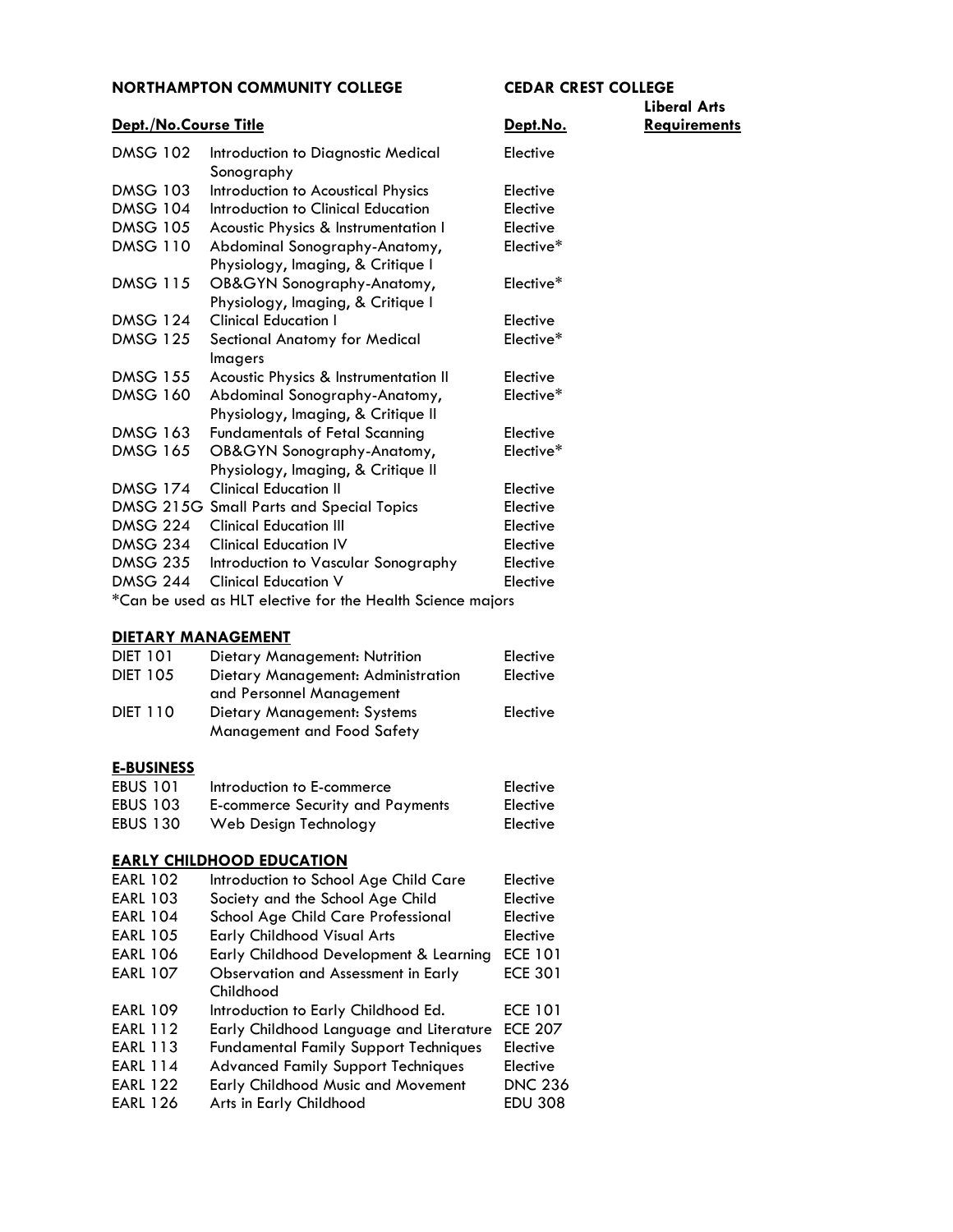| NORTHAMPTON COMMUNITY COLLEGE | | CEDAR CREST COLLEGE | |
|---|---|---|---|
| **Dept./No.** | **Course Title** | **Dept.No.** | **Liberal Arts Requirements** |
| DMSG 102 | Introduction to Diagnostic Medical Sonography | Elective | |
| DMSG 103 | Introduction to Acoustical Physics | Elective | |
| DMSG 104 | Introduction to Clinical Education | Elective | |
| DMSG 105 | Acoustic Physics & Instrumentation I | Elective | |
| DMSG 110 | Abdominal Sonography-Anatomy, Physiology, Imaging, & Critique I | Elective* | |
| DMSG 115 | OB&GYN Sonography-Anatomy, Physiology, Imaging, & Critique I | Elective* | |
| DMSG 124 | Clinical Education I | Elective | |
| DMSG 125 | Sectional Anatomy for Medical Imagers | Elective* | |
| DMSG 155 | Acoustic Physics & Instrumentation II | Elective | |
| DMSG 160 | Abdominal Sonography-Anatomy, Physiology, Imaging, & Critique II | Elective* | |
| DMSG 163 | Fundamentals of Fetal Scanning | Elective | |
| DMSG 165 | OB&GYN Sonography-Anatomy, Physiology, Imaging, & Critique II | Elective* | |
| DMSG 174 | Clinical Education II | Elective | |
| DMSG 215G | Small Parts and Special Topics | Elective | |
| DMSG 224 | Clinical Education III | Elective | |
| DMSG 234 | Clinical Education IV | Elective | |
| DMSG 235 | Introduction to Vascular Sonography | Elective | |
| DMSG 244 | Clinical Education V | Elective | |

*Can be used as HLT elective for the Health Science majors

## DIETARY MANAGEMENT

| Dept./No. | Course Title | Dept.No. | Liberal Arts Requirements |
|---|---|---|---|
| DIET 101 | Dietary Management: Nutrition | Elective | |
| DIET 105 | Dietary Management: Administration and Personnel Management | Elective | |
| DIET 110 | Dietary Management: Systems Management and Food Safety | Elective | |

## E-BUSINESS

| Dept./No. | Course Title | Dept.No. | Liberal Arts Requirements |
|---|---|---|---|
| EBUS 101 | Introduction to E-commerce | Elective | |
| EBUS 103 | E-commerce Security and Payments | Elective | |
| EBUS 130 | Web Design Technology | Elective | |

## EARLY CHILDHOOD EDUCATION

| Dept./No. | Course Title | Dept.No. | Liberal Arts Requirements |
|---|---|---|---|
| EARL 102 | Introduction to School Age Child Care | Elective | |
| EARL 103 | Society and the School Age Child | Elective | |
| EARL 104 | School Age Child Care Professional | Elective | |
| EARL 105 | Early Childhood Visual Arts | Elective | |
| EARL 106 | Early Childhood Development & Learning | ECE 101 | |
| EARL 107 | Observation and Assessment in Early Childhood | ECE 301 | |
| EARL 109 | Introduction to Early Childhood Ed. | ECE 101 | |
| EARL 112 | Early Childhood Language and Literature | ECE 207 | |
| EARL 113 | Fundamental Family Support Techniques | Elective | |
| EARL 114 | Advanced Family Support Techniques | Elective | |
| EARL 122 | Early Childhood Music and Movement | DNC 236 | |
| EARL 126 | Arts in Early Childhood | EDU 308 | |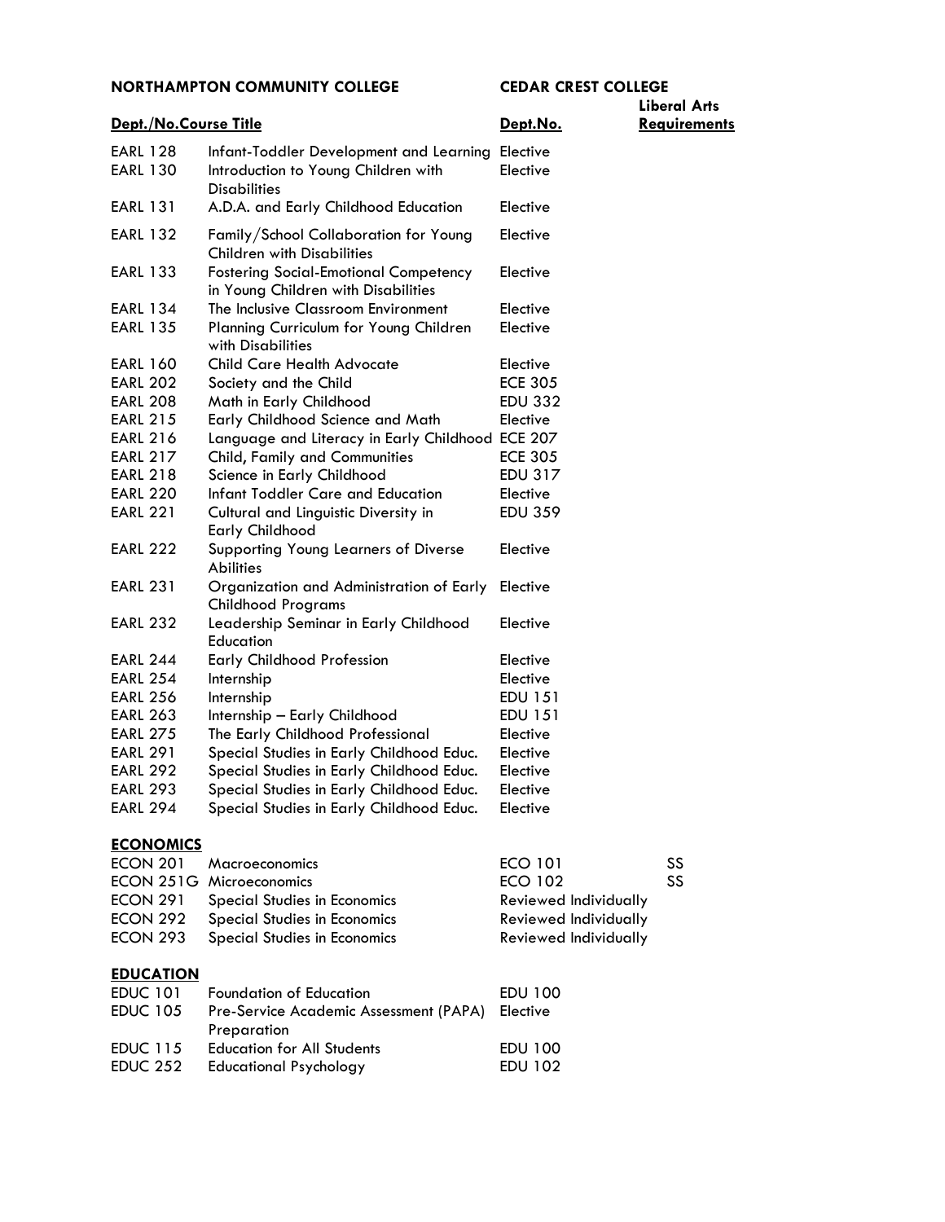| NORTHAMPTON COMMUNITY COLLEGE | | CEDAR CREST COLLEGE | |
|---|---|---|---|
| **Dept./No.** | **Course Title** | **Dept.No.** | **Liberal Arts Requirements** |
| EARL 128 | Infant-Toddler Development and Learning | Elective | |
| EARL 130 | Introduction to Young Children with Disabilities | Elective | |
| EARL 131 | A.D.A. and Early Childhood Education | Elective | |
| EARL 132 | Family/School Collaboration for Young Children with Disabilities | Elective | |
| EARL 133 | Fostering Social-Emotional Competency in Young Children with Disabilities | Elective | |
| EARL 134 | The Inclusive Classroom Environment | Elective | |
| EARL 135 | Planning Curriculum for Young Children with Disabilities | Elective | |
| EARL 160 | Child Care Health Advocate | Elective | |
| EARL 202 | Society and the Child | ECE 305 | |
| EARL 208 | Math in Early Childhood | EDU 332 | |
| EARL 215 | Early Childhood Science and Math | Elective | |
| EARL 216 | Language and Literacy in Early Childhood | ECE 207 | |
| EARL 217 | Child, Family and Communities | ECE 305 | |
| EARL 218 | Science in Early Childhood | EDU 317 | |
| EARL 220 | Infant Toddler Care and Education | Elective | |
| EARL 221 | Cultural and Linguistic Diversity in Early Childhood | EDU 359 | |
| EARL 222 | Supporting Young Learners of Diverse Abilities | Elective | |
| EARL 231 | Organization and Administration of Early Childhood Programs | Elective | |
| EARL 232 | Leadership Seminar in Early Childhood Education | Elective | |
| EARL 244 | Early Childhood Profession | Elective | |
| EARL 254 | Internship | Elective | |
| EARL 256 | Internship | EDU 151 | |
| EARL 263 | Internship – Early Childhood | EDU 151 | |
| EARL 275 | The Early Childhood Professional | Elective | |
| EARL 291 | Special Studies in Early Childhood Educ. | Elective | |
| EARL 292 | Special Studies in Early Childhood Educ. | Elective | |
| EARL 293 | Special Studies in Early Childhood Educ. | Elective | |
| EARL 294 | Special Studies in Early Childhood Educ. | Elective | |

**ECONOMICS**

| Dept./No. | Course Title | Dept.No. | Liberal Arts Requirements |
|---|---|---|---|
| ECON 201 | Macroeconomics | ECO 101 | SS |
| ECON 251G | Microeconomics | ECO 102 | SS |
| ECON 291 | Special Studies in Economics | Reviewed Individually | |
| ECON 292 | Special Studies in Economics | Reviewed Individually | |
| ECON 293 | Special Studies in Economics | Reviewed Individually | |

**EDUCATION**

| Dept./No. | Course Title | Dept.No. | Liberal Arts Requirements |
|---|---|---|---|
| EDUC 101 | Foundation of Education | EDU 100 | |
| EDUC 105 | Pre-Service Academic Assessment (PAPA) Preparation | Elective | |
| EDUC 115 | Education for All Students | EDU 100 | |
| EDUC 252 | Educational Psychology | EDU 102 | |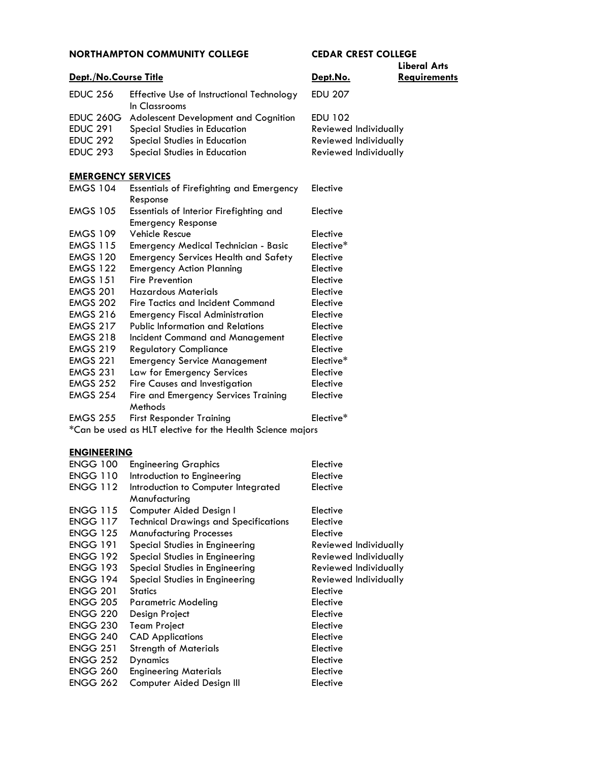| NORTHAMPTON COMMUNITY COLLEGE | | CEDAR CREST COLLEGE | |
|---|---|---|---|
| **Dept./No.** | **Course Title** | **Dept.No.** | **Liberal Arts Requirements** |
| EDUC 256 | Effective Use of Instructional Technology In Classrooms | EDU 207 | |
| EDUC 260G | Adolescent Development and Cognition | EDU 102 | |
| EDUC 291 | Special Studies in Education | Reviewed Individually | |
| EDUC 292 | Special Studies in Education | Reviewed Individually | |
| EDUC 293 | Special Studies in Education | Reviewed Individually | |

**EMERGENCY SERVICES**

| Dept./No. | Course Title | Dept.No. | Liberal Arts Requirements |
|---|---|---|---|
| EMGS 104 | Essentials of Firefighting and Emergency Response | Elective | |
| EMGS 105 | Essentials of Interior Firefighting and Emergency Response | Elective | |
| EMGS 109 | Vehicle Rescue | Elective | |
| EMGS 115 | Emergency Medical Technician - Basic | Elective* | |
| EMGS 120 | Emergency Services Health and Safety | Elective | |
| EMGS 122 | Emergency Action Planning | Elective | |
| EMGS 151 | Fire Prevention | Elective | |
| EMGS 201 | Hazardous Materials | Elective | |
| EMGS 202 | Fire Tactics and Incident Command | Elective | |
| EMGS 216 | Emergency Fiscal Administration | Elective | |
| EMGS 217 | Public Information and Relations | Elective | |
| EMGS 218 | Incident Command and Management | Elective | |
| EMGS 219 | Regulatory Compliance | Elective | |
| EMGS 221 | Emergency Service Management | Elective* | |
| EMGS 231 | Law for Emergency Services | Elective | |
| EMGS 252 | Fire Causes and Investigation | Elective | |
| EMGS 254 | Fire and Emergency Services Training Methods | Elective | |
| EMGS 255 | First Responder Training | Elective* | |

*Can be used as HLT elective for the Health Science majors

**ENGINEERING**

| Dept./No. | Course Title | Dept.No. | Liberal Arts Requirements |
|---|---|---|---|
| ENGG 100 | Engineering Graphics | Elective | |
| ENGG 110 | Introduction to Engineering | Elective | |
| ENGG 112 | Introduction to Computer Integrated Manufacturing | Elective | |
| ENGG 115 | Computer Aided Design I | Elective | |
| ENGG 117 | Technical Drawings and Specifications | Elective | |
| ENGG 125 | Manufacturing Processes | Elective | |
| ENGG 191 | Special Studies in Engineering | Reviewed Individually | |
| ENGG 192 | Special Studies in Engineering | Reviewed Individually | |
| ENGG 193 | Special Studies in Engineering | Reviewed Individually | |
| ENGG 194 | Special Studies in Engineering | Reviewed Individually | |
| ENGG 201 | Statics | Elective | |
| ENGG 205 | Parametric Modeling | Elective | |
| ENGG 220 | Design Project | Elective | |
| ENGG 230 | Team Project | Elective | |
| ENGG 240 | CAD Applications | Elective | |
| ENGG 251 | Strength of Materials | Elective | |
| ENGG 252 | Dynamics | Elective | |
| ENGG 260 | Engineering Materials | Elective | |
| ENGG 262 | Computer Aided Design III | Elective | |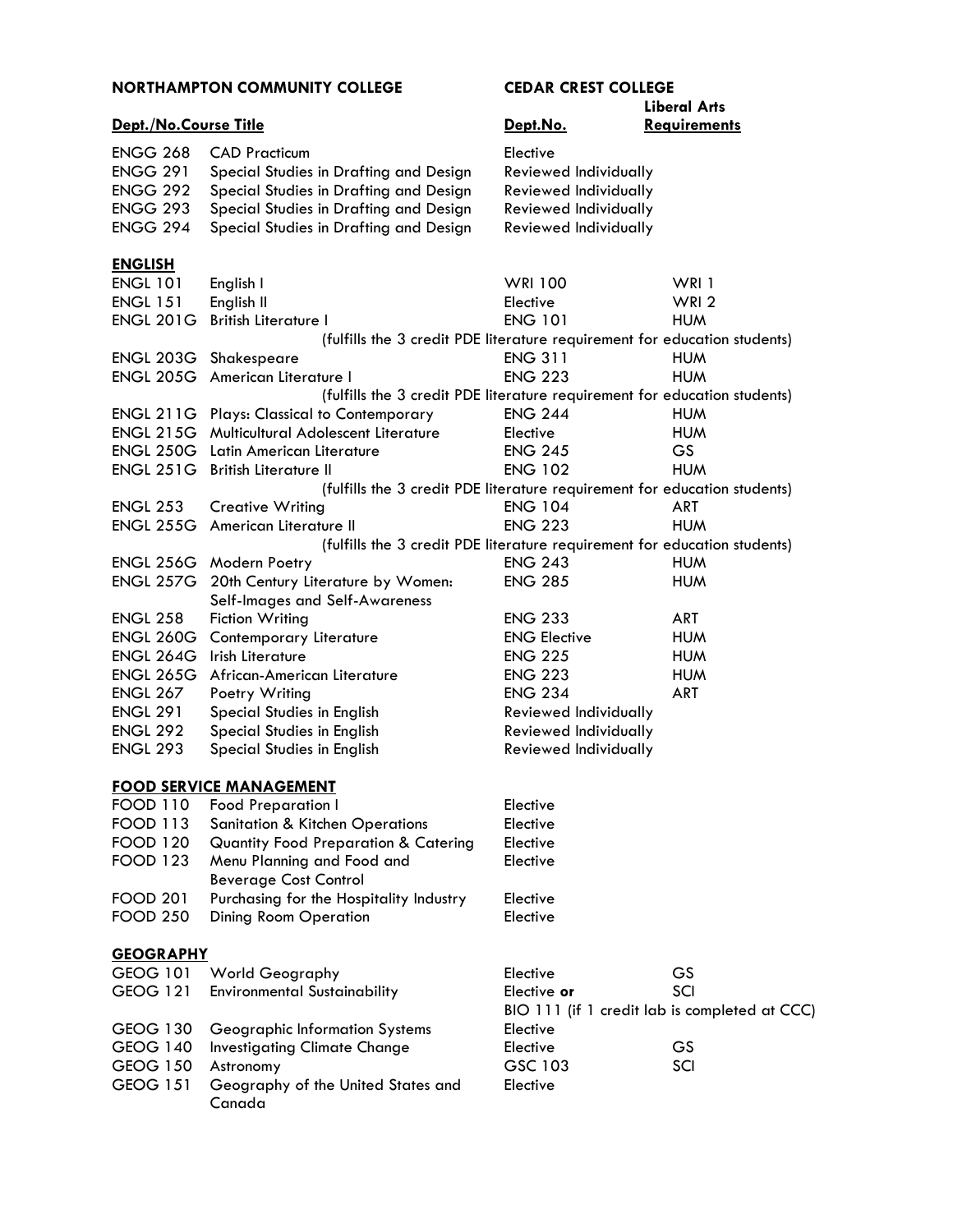| NORTHAMPTON COMMUNITY COLLEGE | | CEDAR CREST COLLEGE | |
|---|---|---|---|
| **Dept./No.** | **Course Title** | **Dept.No.** | **Liberal Arts Requirements** |
| ENGG 268 | CAD Practicum | Elective | |
| ENGG 291 | Special Studies in Drafting and Design | Reviewed Individually | |
| ENGG 292 | Special Studies in Drafting and Design | Reviewed Individually | |
| ENGG 293 | Special Studies in Drafting and Design | Reviewed Individually | |
| ENGG 294 | Special Studies in Drafting and Design | Reviewed Individually | |
| **ENGLISH** | | | |
| ENGL 101 | English I | WRI 100 | WRI 1 |
| ENGL 151 | English II | Elective | WRI 2 |
| ENGL 201G | British Literature I | ENG 101 | HUM |
| | (fulfills the 3 credit PDE literature requirement for education students) | | |
| ENGL 203G | Shakespeare | ENG 311 | HUM |
| ENGL 205G | American Literature I | ENG 223 | HUM |
| | (fulfills the 3 credit PDE literature requirement for education students) | | |
| ENGL 211G | Plays: Classical to Contemporary | ENG 244 | HUM |
| ENGL 215G | Multicultural Adolescent Literature | Elective | HUM |
| ENGL 250G | Latin American Literature | ENG 245 | GS |
| ENGL 251G | British Literature II | ENG 102 | HUM |
| | (fulfills the 3 credit PDE literature requirement for education students) | | |
| ENGL 253 | Creative Writing | ENG 104 | ART |
| ENGL 255G | American Literature II | ENG 223 | HUM |
| | (fulfills the 3 credit PDE literature requirement for education students) | | |
| ENGL 256G | Modern Poetry | ENG 243 | HUM |
| ENGL 257G | 20th Century Literature by Women: Self-Images and Self-Awareness | ENG 285 | HUM |
| ENGL 258 | Fiction Writing | ENG 233 | ART |
| ENGL 260G | Contemporary Literature | ENG Elective | HUM |
| ENGL 264G | Irish Literature | ENG 225 | HUM |
| ENGL 265G | African-American Literature | ENG 223 | HUM |
| ENGL 267 | Poetry Writing | ENG 234 | ART |
| ENGL 291 | Special Studies in English | Reviewed Individually | |
| ENGL 292 | Special Studies in English | Reviewed Individually | |
| ENGL 293 | Special Studies in English | Reviewed Individually | |
| **FOOD SERVICE MANAGEMENT** | | | |
| FOOD 110 | Food Preparation I | Elective | |
| FOOD 113 | Sanitation & Kitchen Operations | Elective | |
| FOOD 120 | Quantity Food Preparation & Catering | Elective | |
| FOOD 123 | Menu Planning and Food and Beverage Cost Control | Elective | |
| FOOD 201 | Purchasing for the Hospitality Industry | Elective | |
| FOOD 250 | Dining Room Operation | Elective | |
| **GEOGRAPHY** | | | |
| GEOG 101 | World Geography | Elective | GS |
| GEOG 121 | Environmental Sustainability | Elective **or** BIO 111 (if 1 credit lab is completed at CCC) | SCI |
| GEOG 130 | Geographic Information Systems | Elective | |
| GEOG 140 | Investigating Climate Change | Elective | GS |
| GEOG 150 | Astronomy | GSC 103 | SCI |
| GEOG 151 | Geography of the United States and Canada | Elective | |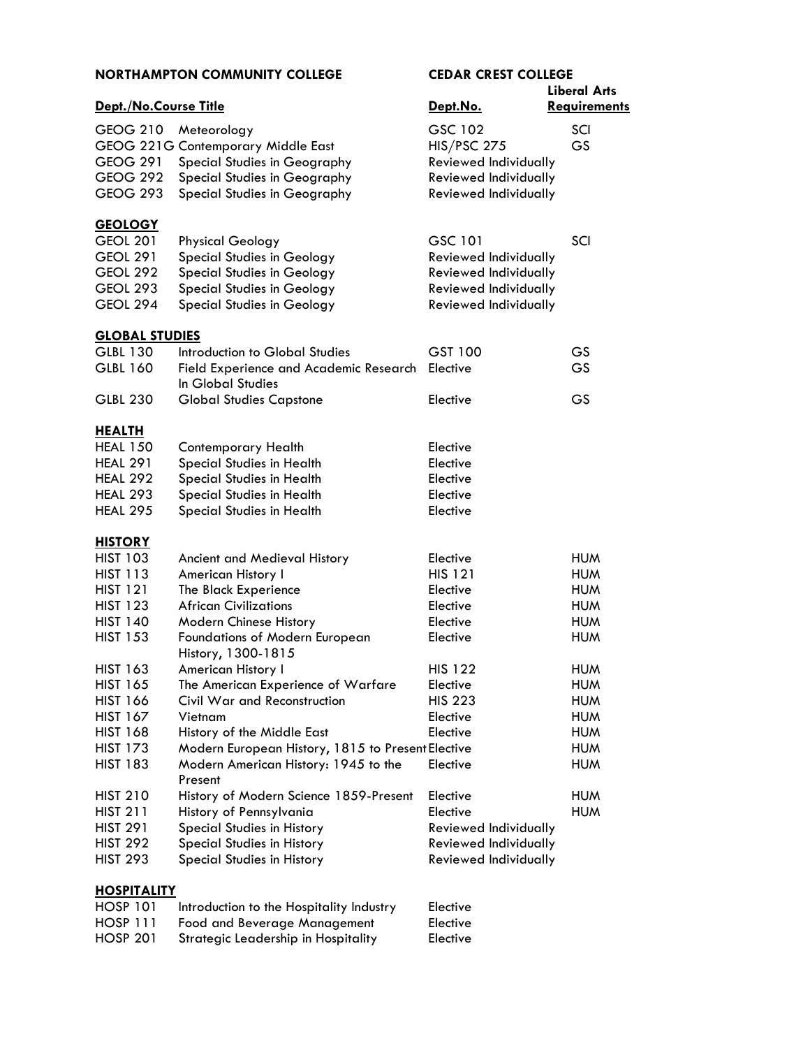| NORTHAMPTON COMMUNITY COLLEGE | | CEDAR CREST COLLEGE | |
|---|---|---|---|
| **Dept./No.** | **Course Title** | **Dept.No.** | **Liberal Arts Requirements** |
| GEOG 210 | Meteorology | GSC 102 | SCI |
| GEOG 221G | Contemporary Middle East | HIS/PSC 275 | GS |
| GEOG 291 | Special Studies in Geography | Reviewed Individually | |
| GEOG 292 | Special Studies in Geography | Reviewed Individually | |
| GEOG 293 | Special Studies in Geography | Reviewed Individually | |
| **GEOLOGY** | | | |
| GEOL 201 | Physical Geology | GSC 101 | SCI |
| GEOL 291 | Special Studies in Geology | Reviewed Individually | |
| GEOL 292 | Special Studies in Geology | Reviewed Individually | |
| GEOL 293 | Special Studies in Geology | Reviewed Individually | |
| GEOL 294 | Special Studies in Geology | Reviewed Individually | |
| **GLOBAL STUDIES** | | | |
| GLBL 130 | Introduction to Global Studies | GST 100 | GS |
| GLBL 160 | Field Experience and Academic Research In Global Studies | Elective | GS |
| GLBL 230 | Global Studies Capstone | Elective | GS |
| **HEALTH** | | | |
| HEAL 150 | Contemporary Health | Elective | |
| HEAL 291 | Special Studies in Health | Elective | |
| HEAL 292 | Special Studies in Health | Elective | |
| HEAL 293 | Special Studies in Health | Elective | |
| HEAL 295 | Special Studies in Health | Elective | |
| **HISTORY** | | | |
| HIST 103 | Ancient and Medieval History | Elective | HUM |
| HIST 113 | American History I | HIS 121 | HUM |
| HIST 121 | The Black Experience | Elective | HUM |
| HIST 123 | African Civilizations | Elective | HUM |
| HIST 140 | Modern Chinese History | Elective | HUM |
| HIST 153 | Foundations of Modern European History, 1300-1815 | Elective | HUM |
| HIST 163 | American History I | HIS 122 | HUM |
| HIST 165 | The American Experience of Warfare | Elective | HUM |
| HIST 166 | Civil War and Reconstruction | HIS 223 | HUM |
| HIST 167 | Vietnam | Elective | HUM |
| HIST 168 | History of the Middle East | Elective | HUM |
| HIST 173 | Modern European History, 1815 to Present | Elective | HUM |
| HIST 183 | Modern American History: 1945 to the Present | Elective | HUM |
| HIST 210 | History of Modern Science 1859-Present | Elective | HUM |
| HIST 211 | History of Pennsylvania | Elective | HUM |
| HIST 291 | Special Studies in History | Reviewed Individually | |
| HIST 292 | Special Studies in History | Reviewed Individually | |
| HIST 293 | Special Studies in History | Reviewed Individually | |
| **HOSPITALITY** | | | |
| HOSP 101 | Introduction to the Hospitality Industry | Elective | |
| HOSP 111 | Food and Beverage Management | Elective | |
| HOSP 201 | Strategic Leadership in Hospitality | Elective | |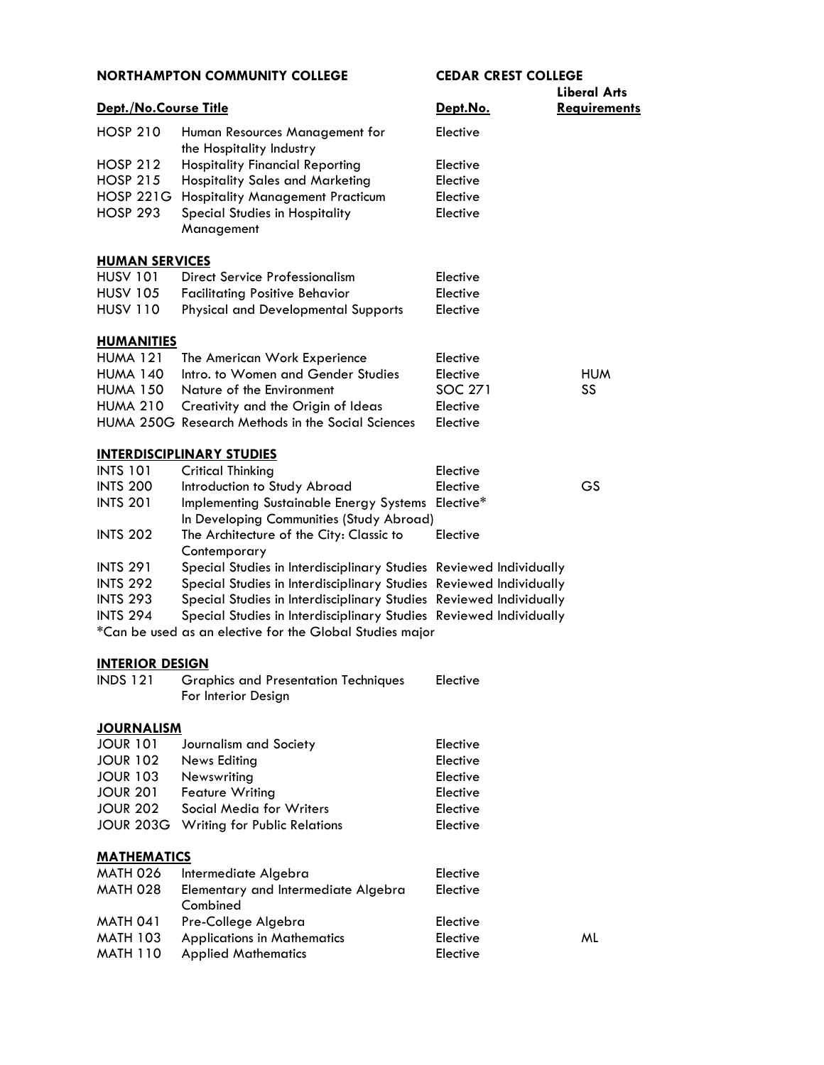| NORTHAMPTON COMMUNITY COLLEGE | | CEDAR CREST COLLEGE | |
|---|---|---|---|
| **Dept./No.** | **Course Title** | **Dept.No.** | **Liberal Arts Requirements** |
| HOSP 210 | Human Resources Management for the Hospitality Industry | Elective | |
| HOSP 212 | Hospitality Financial Reporting | Elective | |
| HOSP 215 | Hospitality Sales and Marketing | Elective | |
| HOSP 221G | Hospitality Management Practicum | Elective | |
| HOSP 293 | Special Studies in Hospitality Management | Elective | |
| **HUMAN SERVICES** | | | |
| HUSV 101 | Direct Service Professionalism | Elective | |
| HUSV 105 | Facilitating Positive Behavior | Elective | |
| HUSV 110 | Physical and Developmental Supports | Elective | |
| **HUMANITIES** | | | |
| HUMA 121 | The American Work Experience | Elective | |
| HUMA 140 | Intro. to Women and Gender Studies | Elective | HUM |
| HUMA 150 | Nature of the Environment | SOC 271 | SS |
| HUMA 210 | Creativity and the Origin of Ideas | Elective | |
| HUMA 250G | Research Methods in the Social Sciences | Elective | |
| **INTERDISCIPLINARY STUDIES** | | | |
| INTS 101 | Critical Thinking | Elective | |
| INTS 200 | Introduction to Study Abroad | Elective | GS |
| INTS 201 | Implementing Sustainable Energy Systems In Developing Communities (Study Abroad) | Elective* | |
| INTS 202 | The Architecture of the City: Classic to Contemporary | Elective | |
| INTS 291 | Special Studies in Interdisciplinary Studies | Reviewed Individually | |
| INTS 292 | Special Studies in Interdisciplinary Studies | Reviewed Individually | |
| INTS 293 | Special Studies in Interdisciplinary Studies | Reviewed Individually | |
| INTS 294 | Special Studies in Interdisciplinary Studies | Reviewed Individually | |

*Can be used as an elective for the Global Studies major

| Dept./No. | Course Title | Dept.No. | Liberal Arts Requirements |
|---|---|---|---|
| **INTERIOR DESIGN** | | | |
| INDS 121 | Graphics and Presentation Techniques For Interior Design | Elective | |
| **JOURNALISM** | | | |
| JOUR 101 | Journalism and Society | Elective | |
| JOUR 102 | News Editing | Elective | |
| JOUR 103 | Newswriting | Elective | |
| JOUR 201 | Feature Writing | Elective | |
| JOUR 202 | Social Media for Writers | Elective | |
| JOUR 203G | Writing for Public Relations | Elective | |
| **MATHEMATICS** | | | |
| MATH 026 | Intermediate Algebra | Elective | |
| MATH 028 | Elementary and Intermediate Algebra Combined | Elective | |
| MATH 041 | Pre-College Algebra | Elective | |
| MATH 103 | Applications in Mathematics | Elective | ML |
| MATH 110 | Applied Mathematics | Elective | |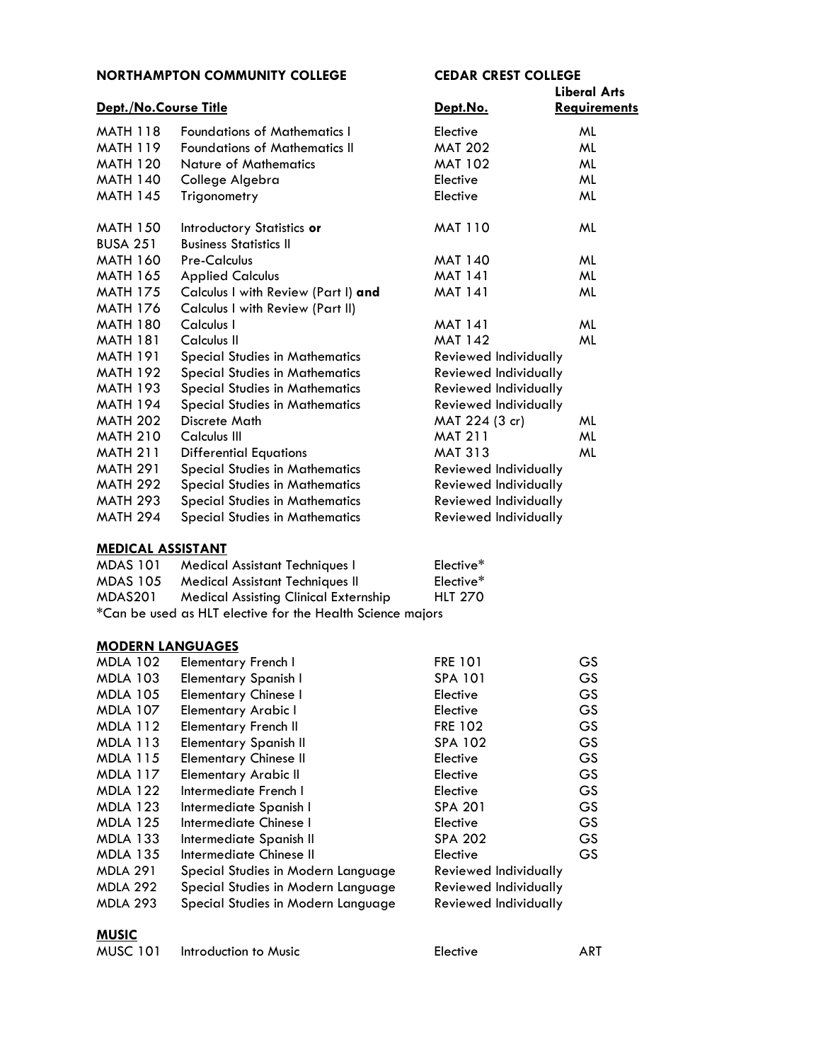| NORTHAMPTON COMMUNITY COLLEGE | | CEDAR CREST COLLEGE | |
|---|---|---|---|
| **Dept./No.** | **Course Title** | **Dept.No.** | **Liberal Arts Requirements** |
| MATH 118 | Foundations of Mathematics I | Elective | ML |
| MATH 119 | Foundations of Mathematics II | MAT 202 | ML |
| MATH 120 | Nature of Mathematics | MAT 102 | ML |
| MATH 140 | College Algebra | Elective | ML |
| MATH 145 | Trigonometry | Elective | ML |
| MATH 150 | Introductory Statistics **or** | MAT 110 | ML |
| BUSA 251 | Business Statistics II | | |
| MATH 160 | Pre-Calculus | MAT 140 | ML |
| MATH 165 | Applied Calculus | MAT 141 | ML |
| MATH 175 | Calculus I with Review (Part I) **and** | MAT 141 | ML |
| MATH 176 | Calculus I with Review (Part II) | | |
| MATH 180 | Calculus I | MAT 141 | ML |
| MATH 181 | Calculus II | MAT 142 | ML |
| MATH 191 | Special Studies in Mathematics | Reviewed Individually | |
| MATH 192 | Special Studies in Mathematics | Reviewed Individually | |
| MATH 193 | Special Studies in Mathematics | Reviewed Individually | |
| MATH 194 | Special Studies in Mathematics | Reviewed Individually | |
| MATH 202 | Discrete Math | MAT 224 (3 cr) | ML |
| MATH 210 | Calculus III | MAT 211 | ML |
| MATH 211 | Differential Equations | MAT 313 | ML |
| MATH 291 | Special Studies in Mathematics | Reviewed Individually | |
| MATH 292 | Special Studies in Mathematics | Reviewed Individually | |
| MATH 293 | Special Studies in Mathematics | Reviewed Individually | |
| MATH 294 | Special Studies in Mathematics | Reviewed Individually | |

## MEDICAL ASSISTANT

| | | | |
|---|---|---|---|
| MDAS 101 | Medical Assistant Techniques I | Elective* | |
| MDAS 105 | Medical Assistant Techniques II | Elective* | |
| MDAS201 | Medical Assisting Clinical Externship | HLT 270 | |

*Can be used as HLT elective for the Health Science majors

## MODERN LANGUAGES

| | | | |
|---|---|---|---|
| MDLA 102 | Elementary French I | FRE 101 | GS |
| MDLA 103 | Elementary Spanish I | SPA 101 | GS |
| MDLA 105 | Elementary Chinese I | Elective | GS |
| MDLA 107 | Elementary Arabic I | Elective | GS |
| MDLA 112 | Elementary French II | FRE 102 | GS |
| MDLA 113 | Elementary Spanish II | SPA 102 | GS |
| MDLA 115 | Elementary Chinese II | Elective | GS |
| MDLA 117 | Elementary Arabic II | Elective | GS |
| MDLA 122 | Intermediate French I | Elective | GS |
| MDLA 123 | Intermediate Spanish I | SPA 201 | GS |
| MDLA 125 | Intermediate Chinese I | Elective | GS |
| MDLA 133 | Intermediate Spanish II | SPA 202 | GS |
| MDLA 135 | Intermediate Chinese II | Elective | GS |
| MDLA 291 | Special Studies in Modern Language | Reviewed Individually | |
| MDLA 292 | Special Studies in Modern Language | Reviewed Individually | |
| MDLA 293 | Special Studies in Modern Language | Reviewed Individually | |

## MUSIC

| | | | |
|---|---|---|---|
| MUSC 101 | Introduction to Music | Elective | ART |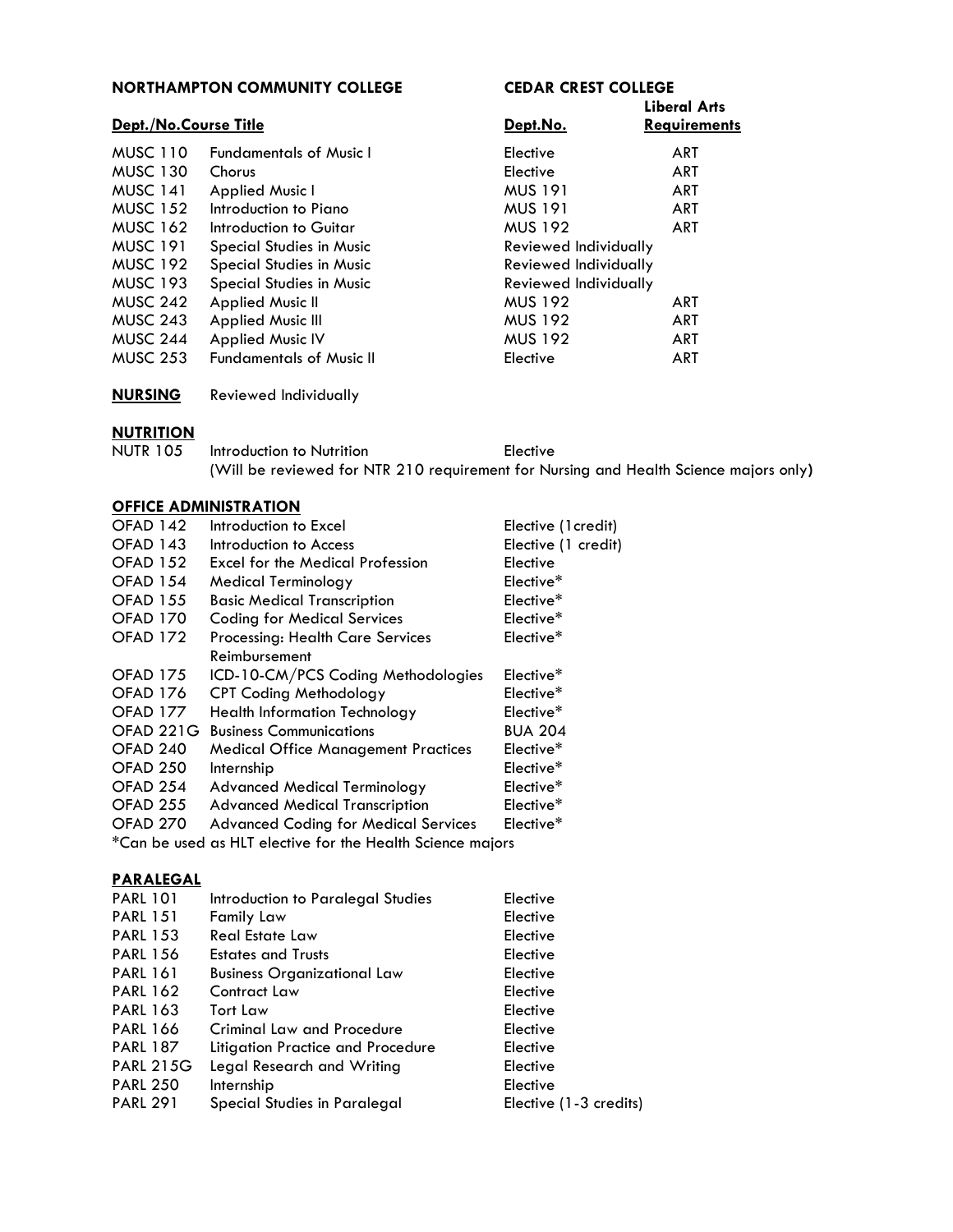| NORTHAMPTON COMMUNITY COLLEGE | | CEDAR CREST COLLEGE | |
|---|---|---|---|
| Dept./No. | Course Title | Dept.No. | Liberal Arts Requirements |
| MUSC 110 | Fundamentals of Music I | Elective | ART |
| MUSC 130 | Chorus | Elective | ART |
| MUSC 141 | Applied Music I | MUS 191 | ART |
| MUSC 152 | Introduction to Piano | MUS 191 | ART |
| MUSC 162 | Introduction to Guitar | MUS 192 | ART |
| MUSC 191 | Special Studies in Music | Reviewed Individually | |
| MUSC 192 | Special Studies in Music | Reviewed Individually | |
| MUSC 193 | Special Studies in Music | Reviewed Individually | |
| MUSC 242 | Applied Music II | MUS 192 | ART |
| MUSC 243 | Applied Music III | MUS 192 | ART |
| MUSC 244 | Applied Music IV | MUS 192 | ART |
| MUSC 253 | Fundamentals of Music II | Elective | ART |

**NURSING** Reviewed Individually

**NUTRITION**

| | | |
|---|---|---|
| NUTR 105 | Introduction to Nutrition | Elective |

(Will be reviewed for NTR 210 requirement for Nursing and Health Science majors only)

**OFFICE ADMINISTRATION**

| | | |
|---|---|---|
| OFAD 142 | Introduction to Excel | Elective (1credit) |
| OFAD 143 | Introduction to Access | Elective (1 credit) |
| OFAD 152 | Excel for the Medical Profession | Elective |
| OFAD 154 | Medical Terminology | Elective* |
| OFAD 155 | Basic Medical Transcription | Elective* |
| OFAD 170 | Coding for Medical Services | Elective* |
| OFAD 172 | Processing: Health Care Services Reimbursement | Elective* |
| OFAD 175 | ICD-10-CM/PCS Coding Methodologies | Elective* |
| OFAD 176 | CPT Coding Methodology | Elective* |
| OFAD 177 | Health Information Technology | Elective* |
| OFAD 221G | Business Communications | BUA 204 |
| OFAD 240 | Medical Office Management Practices | Elective* |
| OFAD 250 | Internship | Elective* |
| OFAD 254 | Advanced Medical Terminology | Elective* |
| OFAD 255 | Advanced Medical Transcription | Elective* |
| OFAD 270 | Advanced Coding for Medical Services | Elective* |

*Can be used as HLT elective for the Health Science majors

**PARALEGAL**

| | | |
|---|---|---|
| PARL 101 | Introduction to Paralegal Studies | Elective |
| PARL 151 | Family Law | Elective |
| PARL 153 | Real Estate Law | Elective |
| PARL 156 | Estates and Trusts | Elective |
| PARL 161 | Business Organizational Law | Elective |
| PARL 162 | Contract Law | Elective |
| PARL 163 | Tort Law | Elective |
| PARL 166 | Criminal Law and Procedure | Elective |
| PARL 187 | Litigation Practice and Procedure | Elective |
| PARL 215G | Legal Research and Writing | Elective |
| PARL 250 | Internship | Elective |
| PARL 291 | Special Studies in Paralegal | Elective (1-3 credits) |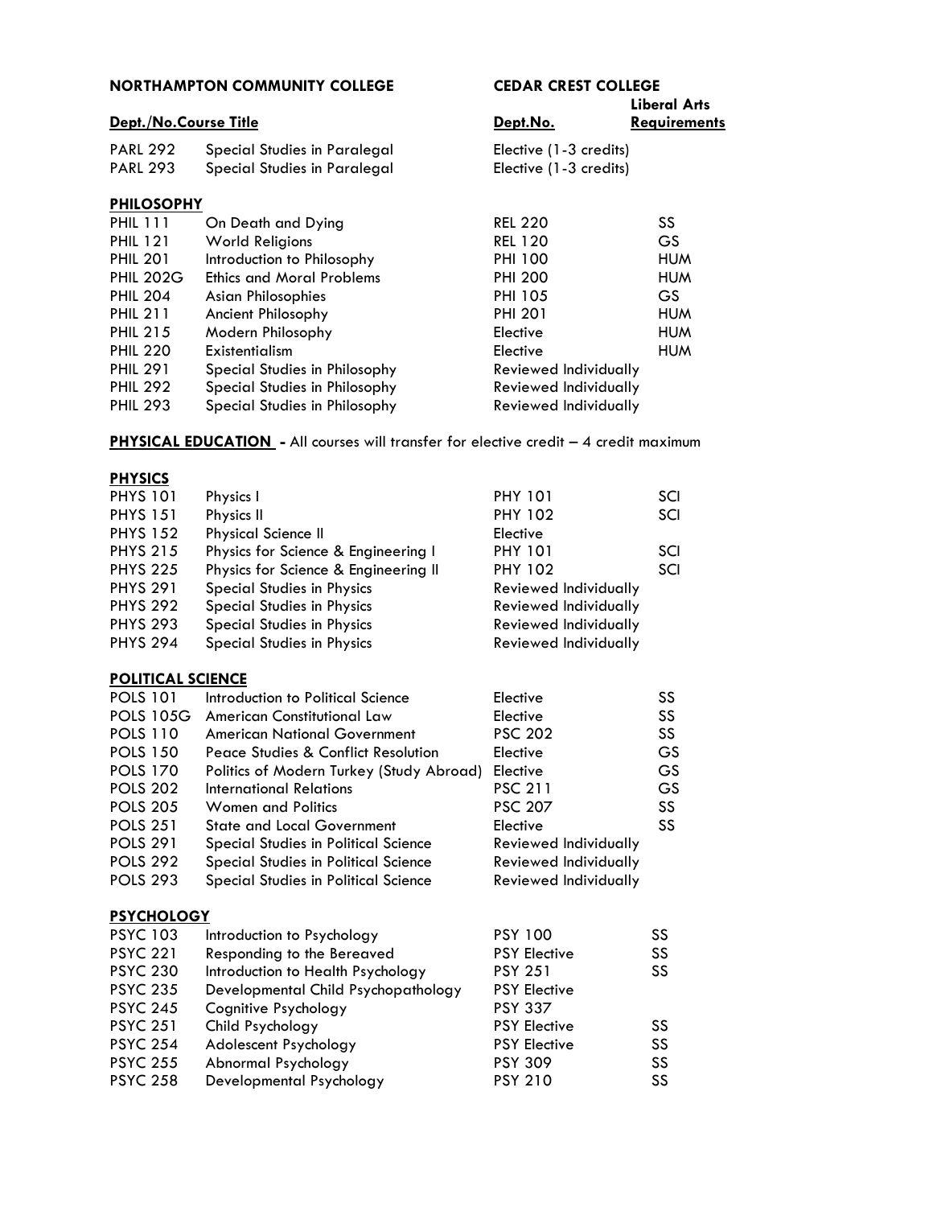| NORTHAMPTON COMMUNITY COLLEGE | | CEDAR CREST COLLEGE | |
|---|---|---|---|
| **Dept./No.** | **Course Title** | **Dept.No.** | **Liberal Arts Requirements** |
| PARL 292 | Special Studies in Paralegal | Elective (1-3 credits) | |
| PARL 293 | Special Studies in Paralegal | Elective (1-3 credits) | |
| **PHILOSOPHY** | | | |
| PHIL 111 | On Death and Dying | REL 220 | SS |
| PHIL 121 | World Religions | REL 120 | GS |
| PHIL 201 | Introduction to Philosophy | PHI 100 | HUM |
| PHIL 202G | Ethics and Moral Problems | PHI 200 | HUM |
| PHIL 204 | Asian Philosophies | PHI 105 | GS |
| PHIL 211 | Ancient Philosophy | PHI 201 | HUM |
| PHIL 215 | Modern Philosophy | Elective | HUM |
| PHIL 220 | Existentialism | Elective | HUM |
| PHIL 291 | Special Studies in Philosophy | Reviewed Individually | |
| PHIL 292 | Special Studies in Philosophy | Reviewed Individually | |
| PHIL 293 | Special Studies in Philosophy | Reviewed Individually | |

**PHYSICAL EDUCATION** - All courses will transfer for elective credit – 4 credit maximum

| | | | |
|---|---|---|---|
| **PHYSICS** | | | |
| PHYS 101 | Physics I | PHY 101 | SCI |
| PHYS 151 | Physics II | PHY 102 | SCI |
| PHYS 152 | Physical Science II | Elective | |
| PHYS 215 | Physics for Science & Engineering I | PHY 101 | SCI |
| PHYS 225 | Physics for Science & Engineering II | PHY 102 | SCI |
| PHYS 291 | Special Studies in Physics | Reviewed Individually | |
| PHYS 292 | Special Studies in Physics | Reviewed Individually | |
| PHYS 293 | Special Studies in Physics | Reviewed Individually | |
| PHYS 294 | Special Studies in Physics | Reviewed Individually | |
| **POLITICAL SCIENCE** | | | |
| POLS 101 | Introduction to Political Science | Elective | SS |
| POLS 105G | American Constitutional Law | Elective | SS |
| POLS 110 | American National Government | PSC 202 | SS |
| POLS 150 | Peace Studies & Conflict Resolution | Elective | GS |
| POLS 170 | Politics of Modern Turkey (Study Abroad) | Elective | GS |
| POLS 202 | International Relations | PSC 211 | GS |
| POLS 205 | Women and Politics | PSC 207 | SS |
| POLS 251 | State and Local Government | Elective | SS |
| POLS 291 | Special Studies in Political Science | Reviewed Individually | |
| POLS 292 | Special Studies in Political Science | Reviewed Individually | |
| POLS 293 | Special Studies in Political Science | Reviewed Individually | |
| **PSYCHOLOGY** | | | |
| PSYC 103 | Introduction to Psychology | PSY 100 | SS |
| PSYC 221 | Responding to the Bereaved | PSY Elective | SS |
| PSYC 230 | Introduction to Health Psychology | PSY 251 | SS |
| PSYC 235 | Developmental Child Psychopathology | PSY Elective | |
| PSYC 245 | Cognitive Psychology | PSY 337 | |
| PSYC 251 | Child Psychology | PSY Elective | SS |
| PSYC 254 | Adolescent Psychology | PSY Elective | SS |
| PSYC 255 | Abnormal Psychology | PSY 309 | SS |
| PSYC 258 | Developmental Psychology | PSY 210 | SS |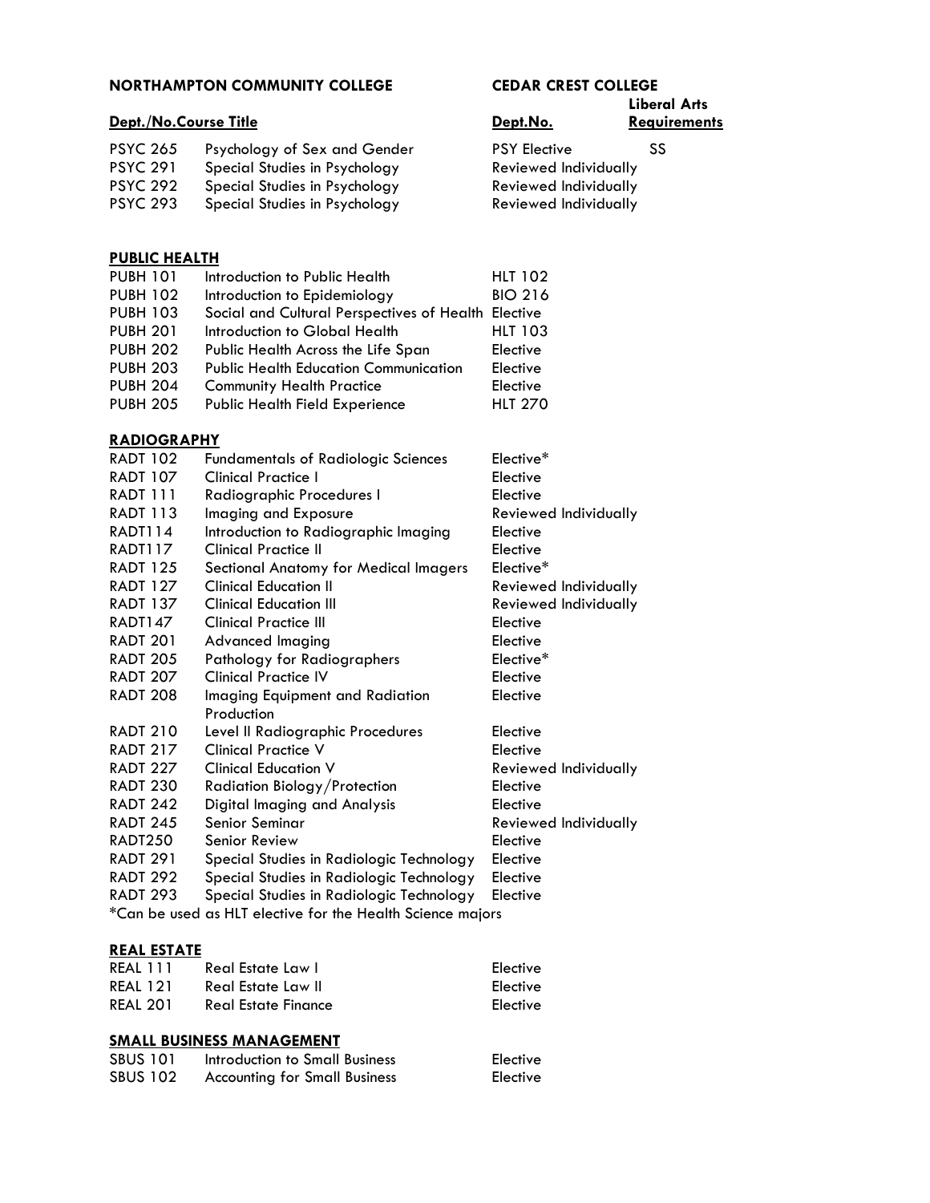| NORTHAMPTON COMMUNITY COLLEGE | | CEDAR CREST COLLEGE | |
|---|---|---|---|
| **Dept./No.** | **Course Title** | **Dept.No.** | **Liberal Arts Requirements** |
| PSYC 265 | Psychology of Sex and Gender | PSY Elective | SS |
| PSYC 291 | Special Studies in Psychology | Reviewed Individually | |
| PSYC 292 | Special Studies in Psychology | Reviewed Individually | |
| PSYC 293 | Special Studies in Psychology | Reviewed Individually | |

**PUBLIC HEALTH**

| | | | |
|---|---|---|---|
| PUBH 101 | Introduction to Public Health | HLT 102 | |
| PUBH 102 | Introduction to Epidemiology | BIO 216 | |
| PUBH 103 | Social and Cultural Perspectives of Health | Elective | |
| PUBH 201 | Introduction to Global Health | HLT 103 | |
| PUBH 202 | Public Health Across the Life Span | Elective | |
| PUBH 203 | Public Health Education Communication | Elective | |
| PUBH 204 | Community Health Practice | Elective | |
| PUBH 205 | Public Health Field Experience | HLT 270 | |

**RADIOGRAPHY**

| | | | |
|---|---|---|---|
| RADT 102 | Fundamentals of Radiologic Sciences | Elective* | |
| RADT 107 | Clinical Practice I | Elective | |
| RADT 111 | Radiographic Procedures I | Elective | |
| RADT 113 | Imaging and Exposure | Reviewed Individually | |
| RADT114 | Introduction to Radiographic Imaging | Elective | |
| RADT117 | Clinical Practice II | Elective | |
| RADT 125 | Sectional Anatomy for Medical Imagers | Elective* | |
| RADT 127 | Clinical Education II | Reviewed Individually | |
| RADT 137 | Clinical Education III | Reviewed Individually | |
| RADT147 | Clinical Practice III | Elective | |
| RADT 201 | Advanced Imaging | Elective | |
| RADT 205 | Pathology for Radiographers | Elective* | |
| RADT 207 | Clinical Practice IV | Elective | |
| RADT 208 | Imaging Equipment and Radiation Production | Elective | |
| RADT 210 | Level II Radiographic Procedures | Elective | |
| RADT 217 | Clinical Practice V | Elective | |
| RADT 227 | Clinical Education V | Reviewed Individually | |
| RADT 230 | Radiation Biology/Protection | Elective | |
| RADT 242 | Digital Imaging and Analysis | Elective | |
| RADT 245 | Senior Seminar | Reviewed Individually | |
| RADT250 | Senior Review | Elective | |
| RADT 291 | Special Studies in Radiologic Technology | Elective | |
| RADT 292 | Special Studies in Radiologic Technology | Elective | |
| RADT 293 | Special Studies in Radiologic Technology | Elective | |

*Can be used as HLT elective for the Health Science majors

**REAL ESTATE**

| | | | |
|---|---|---|---|
| REAL 111 | Real Estate Law I | Elective | |
| REAL 121 | Real Estate Law II | Elective | |
| REAL 201 | Real Estate Finance | Elective | |

**SMALL BUSINESS MANAGEMENT**

| | | | |
|---|---|---|---|
| SBUS 101 | Introduction to Small Business | Elective | |
| SBUS 102 | Accounting for Small Business | Elective | |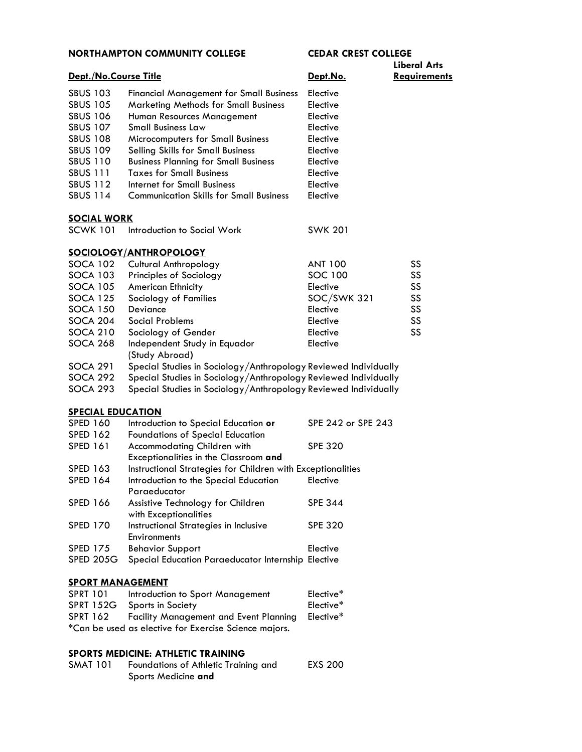| NORTHAMPTON COMMUNITY COLLEGE | | CEDAR CREST COLLEGE | |
|---|---|---|---|
| **Dept./No.** | **Course Title** | **Dept.No.** | **Liberal Arts Requirements** |
| SBUS 103 | Financial Management for Small Business | Elective | |
| SBUS 105 | Marketing Methods for Small Business | Elective | |
| SBUS 106 | Human Resources Management | Elective | |
| SBUS 107 | Small Business Law | Elective | |
| SBUS 108 | Microcomputers for Small Business | Elective | |
| SBUS 109 | Selling Skills for Small Business | Elective | |
| SBUS 110 | Business Planning for Small Business | Elective | |
| SBUS 111 | Taxes for Small Business | Elective | |
| SBUS 112 | Internet for Small Business | Elective | |
| SBUS 114 | Communication Skills for Small Business | Elective | |
| **SOCIAL WORK** | | | |
| SCWK 101 | Introduction to Social Work | SWK 201 | |
| **SOCIOLOGY/ANTHROPOLOGY** | | | |
| SOCA 102 | Cultural Anthropology | ANT 100 | SS |
| SOCA 103 | Principles of Sociology | SOC 100 | SS |
| SOCA 105 | American Ethnicity | Elective | SS |
| SOCA 125 | Sociology of Families | SOC/SWK 321 | SS |
| SOCA 150 | Deviance | Elective | SS |
| SOCA 204 | Social Problems | Elective | SS |
| SOCA 210 | Sociology of Gender | Elective | SS |
| SOCA 268 | Independent Study in Equador (Study Abroad) | Elective | |
| SOCA 291 | Special Studies in Sociology/Anthropology | Reviewed Individually | |
| SOCA 292 | Special Studies in Sociology/Anthropology | Reviewed Individually | |
| SOCA 293 | Special Studies in Sociology/Anthropology | Reviewed Individually | |
| **SPECIAL EDUCATION** | | | |
| SPED 160 | Introduction to Special Education **or** | SPE 242 or SPE 243 | |
| SPED 162 | Foundations of Special Education | | |
| SPED 161 | Accommodating Children with Exceptionalities in the Classroom **and** | SPE 320 | |
| SPED 163 | Instructional Strategies for Children with Exceptionalities | | |
| SPED 164 | Introduction to the Special Education Paraeducator | Elective | |
| SPED 166 | Assistive Technology for Children with Exceptionalities | SPE 344 | |
| SPED 170 | Instructional Strategies in Inclusive Environments | SPE 320 | |
| SPED 175 | Behavior Support | Elective | |
| SPED 205G | Special Education Paraeducator Internship | Elective | |
| **SPORT MANAGEMENT** | | | |
| SPRT 101 | Introduction to Sport Management | Elective* | |
| SPRT 152G | Sports in Society | Elective* | |
| SPRT 162 | Facility Management and Event Planning | Elective* | |

*Can be used as elective for Exercise Science majors.

| **SPORTS MEDICINE: ATHLETIC TRAINING** | | | |
|---|---|---|---|
| SMAT 101 | Foundations of Athletic Training and Sports Medicine **and** | EXS 200 | |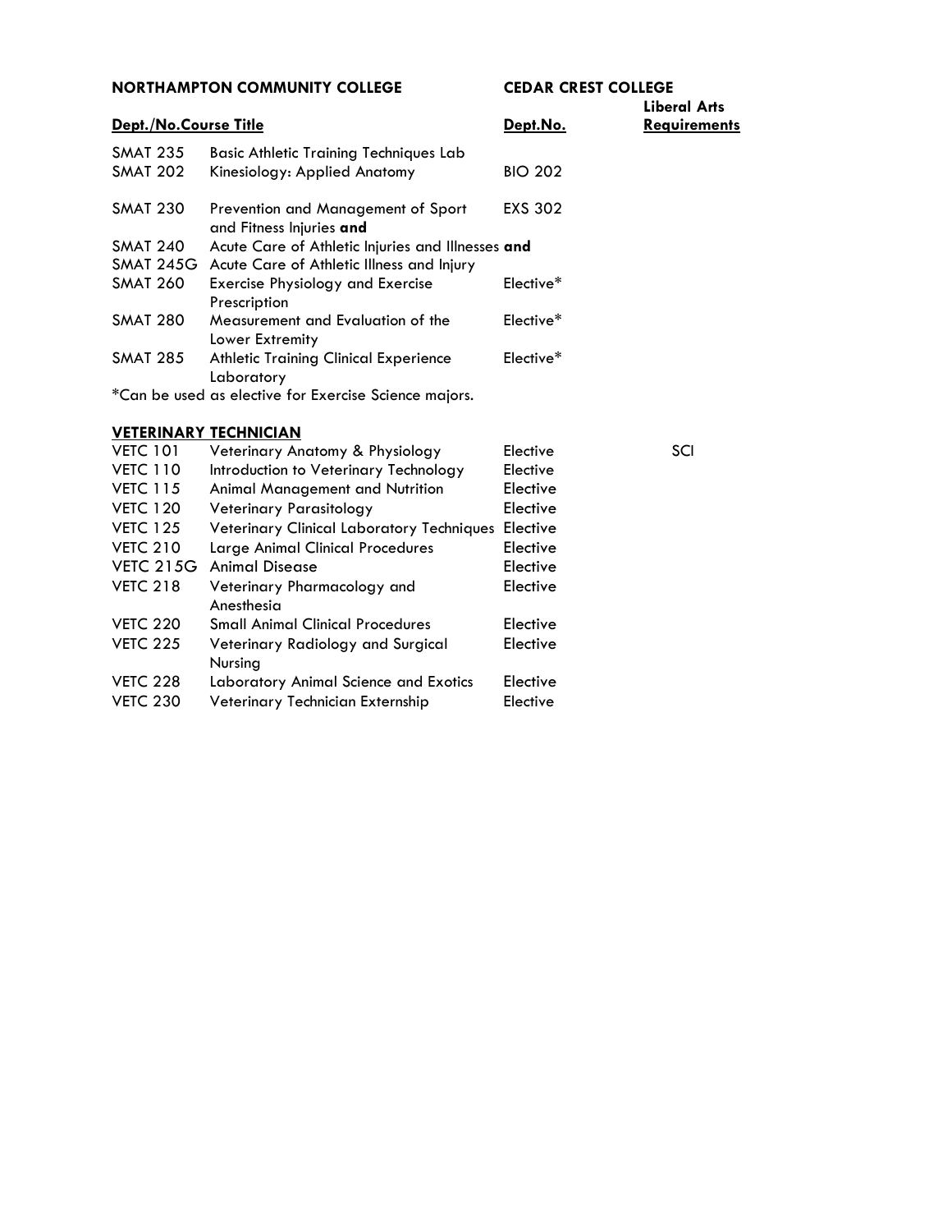| NORTHAMPTON COMMUNITY COLLEGE | | CEDAR CREST COLLEGE | |
|---|---|---|---|
| **Dept./No.** | **Course Title** | **Dept.No.** | **Liberal Arts Requirements** |
| SMAT 235 | Basic Athletic Training Techniques Lab | | |
| SMAT 202 | Kinesiology: Applied Anatomy | BIO 202 | |
| SMAT 230 | Prevention and Management of Sport and Fitness Injuries **and** | EXS 302 | |
| SMAT 240 | Acute Care of Athletic Injuries and Illnesses **and** | | |
| SMAT 245G | Acute Care of Athletic Illness and Injury | | |
| SMAT 260 | Exercise Physiology and Exercise Prescription | Elective* | |
| SMAT 280 | Measurement and Evaluation of the Lower Extremity | Elective* | |
| SMAT 285 | Athletic Training Clinical Experience Laboratory | Elective* | |

*Can be used as elective for Exercise Science majors.

## VETERINARY TECHNICIAN

| Dept./No. | Course Title | Dept.No. | Liberal Arts Requirements |
|---|---|---|---|
| VETC 101 | Veterinary Anatomy & Physiology | Elective | SCI |
| VETC 110 | Introduction to Veterinary Technology | Elective | |
| VETC 115 | Animal Management and Nutrition | Elective | |
| VETC 120 | Veterinary Parasitology | Elective | |
| VETC 125 | Veterinary Clinical Laboratory Techniques | Elective | |
| VETC 210 | Large Animal Clinical Procedures | Elective | |
| VETC 215G | Animal Disease | Elective | |
| VETC 218 | Veterinary Pharmacology and Anesthesia | Elective | |
| VETC 220 | Small Animal Clinical Procedures | Elective | |
| VETC 225 | Veterinary Radiology and Surgical Nursing | Elective | |
| VETC 228 | Laboratory Animal Science and Exotics | Elective | |
| VETC 230 | Veterinary Technician Externship | Elective | |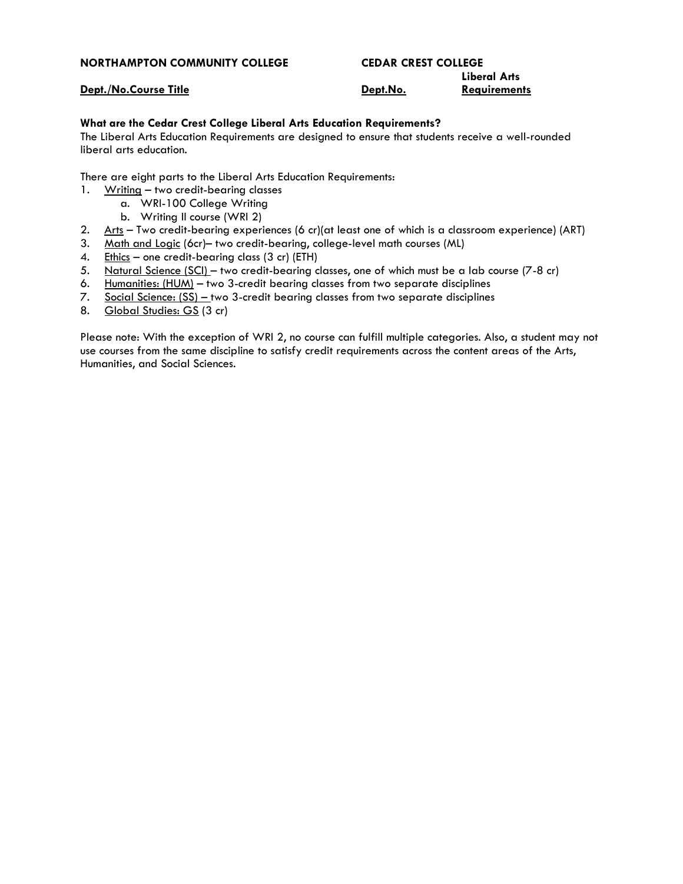| NORTHAMPTON COMMUNITY COLLEGE | CEDAR CREST COLLEGE | |
|---|---|---|
| | | **Liberal Arts** |
| **Dept./No.Course Title** | **Dept.No.** | **Requirements** |

**What are the Cedar Crest College Liberal Arts Education Requirements?**
The Liberal Arts Education Requirements are designed to ensure that students receive a well-rounded liberal arts education.

There are eight parts to the Liberal Arts Education Requirements:

1. Writing – two credit-bearing classes
   a. WRI-100 College Writing
   b. Writing II course (WRI 2)
2. Arts – Two credit-bearing experiences (6 cr)(at least one of which is a classroom experience) (ART)
3. Math and Logic (6cr)– two credit-bearing, college-level math courses (ML)
4. Ethics – one credit-bearing class (3 cr) (ETH)
5. Natural Science (SCI) – two credit-bearing classes, one of which must be a lab course (7-8 cr)
6. Humanities: (HUM) – two 3-credit bearing classes from two separate disciplines
7. Social Science: (SS) – two 3-credit bearing classes from two separate disciplines
8. Global Studies: GS (3 cr)

Please note: With the exception of WRI 2, no course can fulfill multiple categories. Also, a student may not use courses from the same discipline to satisfy credit requirements across the content areas of the Arts, Humanities, and Social Sciences.